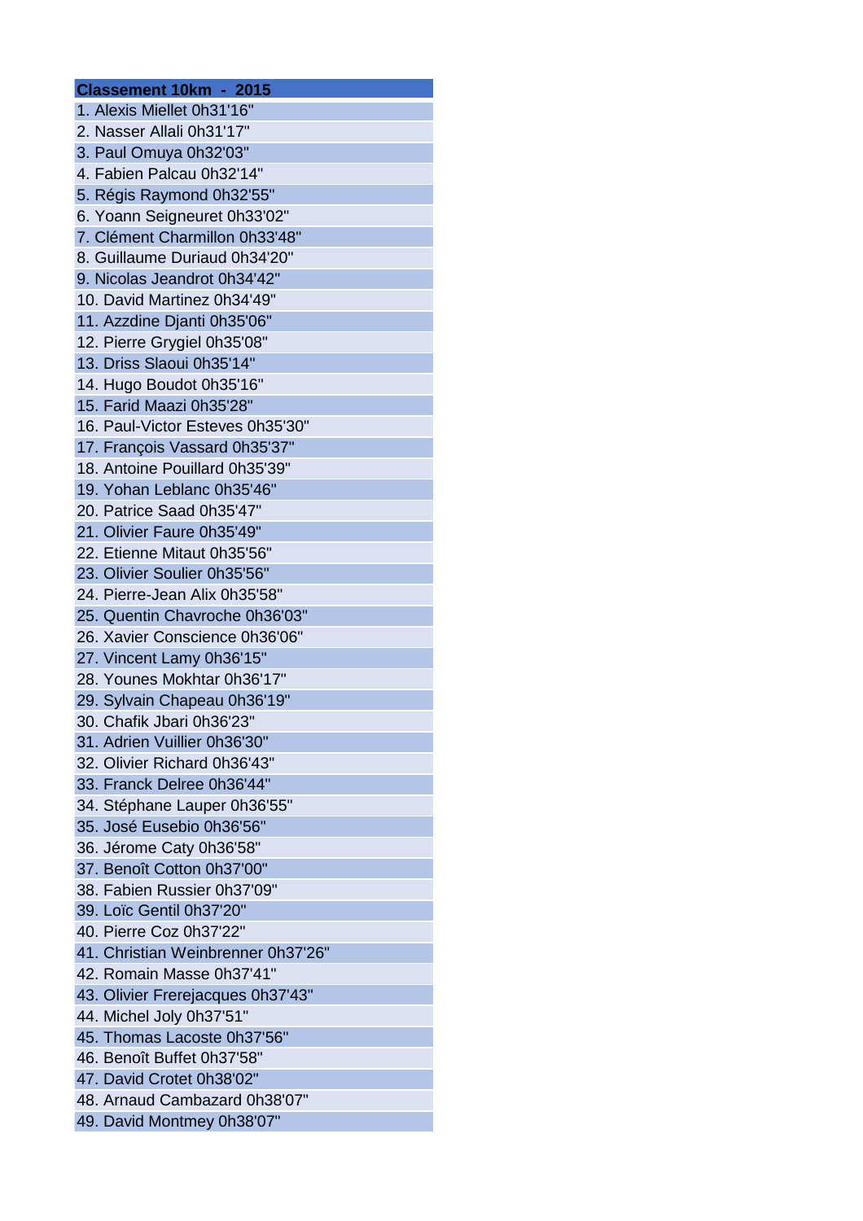| Classement 10km - 2015 |
|---|
| 1. Alexis Miellet 0h31'16" |
| 2. Nasser Allali 0h31'17" |
| 3. Paul Omuya 0h32'03" |
| 4. Fabien Palcau 0h32'14" |
| 5. Régis Raymond 0h32'55" |
| 6. Yoann Seigneuret 0h33'02" |
| 7. Clément Charmillon 0h33'48" |
| 8. Guillaume Duriaud 0h34'20" |
| 9. Nicolas Jeandrot 0h34'42" |
| 10. David Martinez 0h34'49" |
| 11. Azzdine Djanti 0h35'06" |
| 12. Pierre Grygiel 0h35'08" |
| 13. Driss Slaoui 0h35'14" |
| 14. Hugo Boudot 0h35'16" |
| 15. Farid Maazi 0h35'28" |
| 16. Paul-Victor Esteves 0h35'30" |
| 17. François Vassard 0h35'37" |
| 18. Antoine Pouillard 0h35'39" |
| 19. Yohan Leblanc 0h35'46" |
| 20. Patrice Saad 0h35'47" |
| 21. Olivier Faure 0h35'49" |
| 22. Etienne Mitaut 0h35'56" |
| 23. Olivier Soulier 0h35'56" |
| 24. Pierre-Jean Alix 0h35'58" |
| 25. Quentin Chavroche 0h36'03" |
| 26. Xavier Conscience 0h36'06" |
| 27. Vincent Lamy 0h36'15" |
| 28. Younes Mokhtar 0h36'17" |
| 29. Sylvain Chapeau 0h36'19" |
| 30. Chafik Jbari 0h36'23" |
| 31. Adrien Vuillier 0h36'30" |
| 32. Olivier Richard 0h36'43" |
| 33. Franck Delree 0h36'44" |
| 34. Stéphane Lauper 0h36'55" |
| 35. José Eusebio 0h36'56" |
| 36. Jérome Caty 0h36'58" |
| 37. Benoît Cotton 0h37'00" |
| 38. Fabien Russier 0h37'09" |
| 39. Loïc Gentil 0h37'20" |
| 40. Pierre Coz 0h37'22" |
| 41. Christian Weinbrenner 0h37'26" |
| 42. Romain Masse 0h37'41" |
| 43. Olivier Frerejacques 0h37'43" |
| 44. Michel Joly 0h37'51" |
| 45. Thomas Lacoste 0h37'56" |
| 46. Benoît Buffet 0h37'58" |
| 47. David Crotet 0h38'02" |
| 48. Arnaud Cambazard 0h38'07" |
| 49. David Montmey 0h38'07" |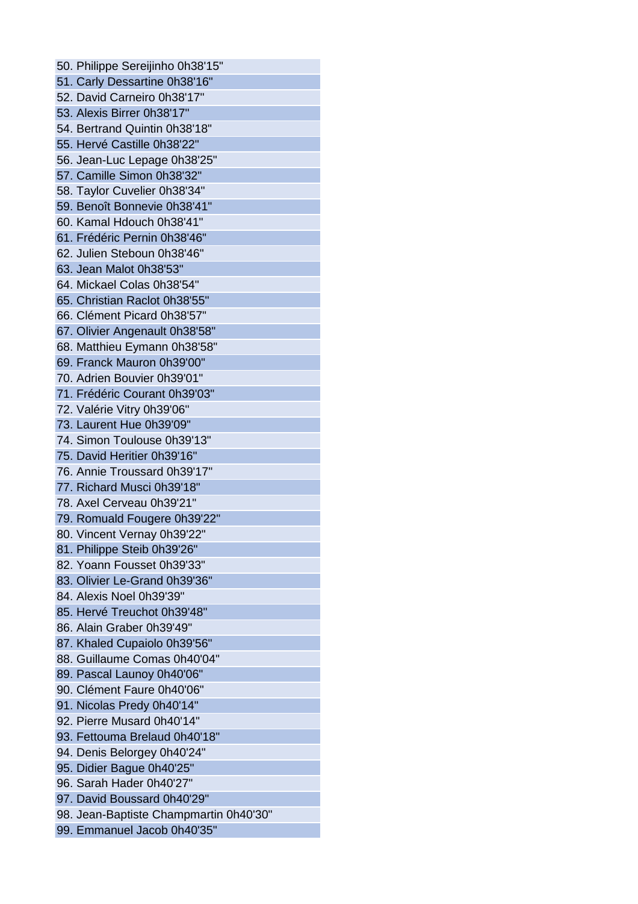50. Philippe Sereijinho 0h38'15"
51. Carly Dessartine 0h38'16"
52. David Carneiro 0h38'17"
53. Alexis Birrer 0h38'17"
54. Bertrand Quintin 0h38'18"
55. Hervé Castille 0h38'22"
56. Jean-Luc Lepage 0h38'25"
57. Camille Simon 0h38'32"
58. Taylor Cuvelier 0h38'34"
59. Benoît Bonnevie 0h38'41"
60. Kamal Hdouch 0h38'41"
61. Frédéric Pernin 0h38'46"
62. Julien Steboun 0h38'46"
63. Jean Malot 0h38'53"
64. Mickael Colas 0h38'54"
65. Christian Raclot 0h38'55"
66. Clément Picard 0h38'57"
67. Olivier Angenault 0h38'58"
68. Matthieu Eymann 0h38'58"
69. Franck Mauron 0h39'00"
70. Adrien Bouvier 0h39'01"
71. Frédéric Courant 0h39'03"
72. Valérie Vitry 0h39'06"
73. Laurent Hue 0h39'09"
74. Simon Toulouse 0h39'13"
75. David Heritier 0h39'16"
76. Annie Troussard 0h39'17"
77. Richard Musci 0h39'18"
78. Axel Cerveau 0h39'21"
79. Romuald Fougere 0h39'22"
80. Vincent Vernay 0h39'22"
81. Philippe Steib 0h39'26"
82. Yoann Fousset 0h39'33"
83. Olivier Le-Grand 0h39'36"
84. Alexis Noel 0h39'39"
85. Hervé Treuchot 0h39'48"
86. Alain Graber 0h39'49"
87. Khaled Cupaiolo 0h39'56"
88. Guillaume Comas 0h40'04"
89. Pascal Launoy 0h40'06"
90. Clément Faure 0h40'06"
91. Nicolas Predy 0h40'14"
92. Pierre Musard 0h40'14"
93. Fettouma Brelaud 0h40'18"
94. Denis Belorgey 0h40'24"
95. Didier Bague 0h40'25"
96. Sarah Hader 0h40'27"
97. David Boussard 0h40'29"
98. Jean-Baptiste Champmartin 0h40'30"
99. Emmanuel Jacob 0h40'35"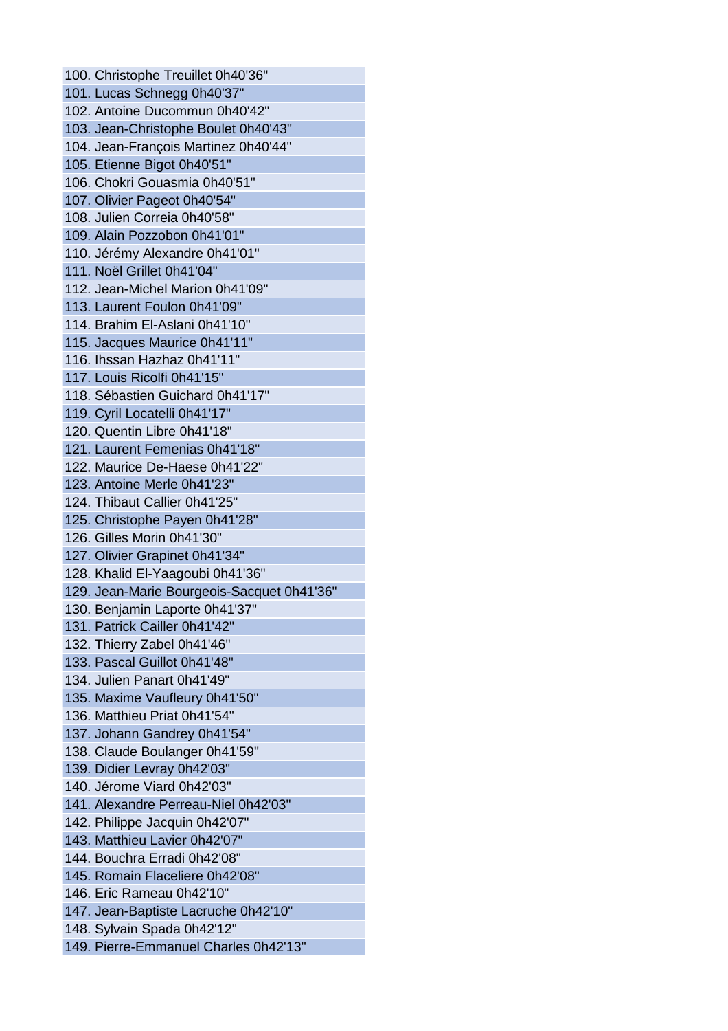100. Christophe Treuillet 0h40'36"
101. Lucas Schnegg 0h40'37"
102. Antoine Ducommun 0h40'42"
103. Jean-Christophe Boulet 0h40'43"
104. Jean-François Martinez 0h40'44"
105. Etienne Bigot 0h40'51"
106. Chokri Gouasmia 0h40'51"
107. Olivier Pageot 0h40'54"
108. Julien Correia 0h40'58"
109. Alain Pozzobon 0h41'01"
110. Jérémy Alexandre 0h41'01"
111. Noël Grillet 0h41'04"
112. Jean-Michel Marion 0h41'09"
113. Laurent Foulon 0h41'09"
114. Brahim El-Aslani 0h41'10"
115. Jacques Maurice 0h41'11"
116. Ihssan Hazhaz 0h41'11"
117. Louis Ricolfi 0h41'15"
118. Sébastien Guichard 0h41'17"
119. Cyril Locatelli 0h41'17"
120. Quentin Libre 0h41'18"
121. Laurent Femenias 0h41'18"
122. Maurice De-Haese 0h41'22"
123. Antoine Merle 0h41'23"
124. Thibaut Callier 0h41'25"
125. Christophe Payen 0h41'28"
126. Gilles Morin 0h41'30"
127. Olivier Grapinet 0h41'34"
128. Khalid El-Yaagoubi 0h41'36"
129. Jean-Marie Bourgeois-Sacquet 0h41'36"
130. Benjamin Laporte 0h41'37"
131. Patrick Cailler 0h41'42"
132. Thierry Zabel 0h41'46"
133. Pascal Guillot 0h41'48"
134. Julien Panart 0h41'49"
135. Maxime Vaufleury 0h41'50"
136. Matthieu Priat 0h41'54"
137. Johann Gandrey 0h41'54"
138. Claude Boulanger 0h41'59"
139. Didier Levray 0h42'03"
140. Jérome Viard 0h42'03"
141. Alexandre Perreau-Niel 0h42'03"
142. Philippe Jacquin 0h42'07"
143. Matthieu Lavier 0h42'07"
144. Bouchra Erradi 0h42'08"
145. Romain Flaceliere 0h42'08"
146. Eric Rameau 0h42'10"
147. Jean-Baptiste Lacruche 0h42'10"
148. Sylvain Spada 0h42'12"
149. Pierre-Emmanuel Charles 0h42'13"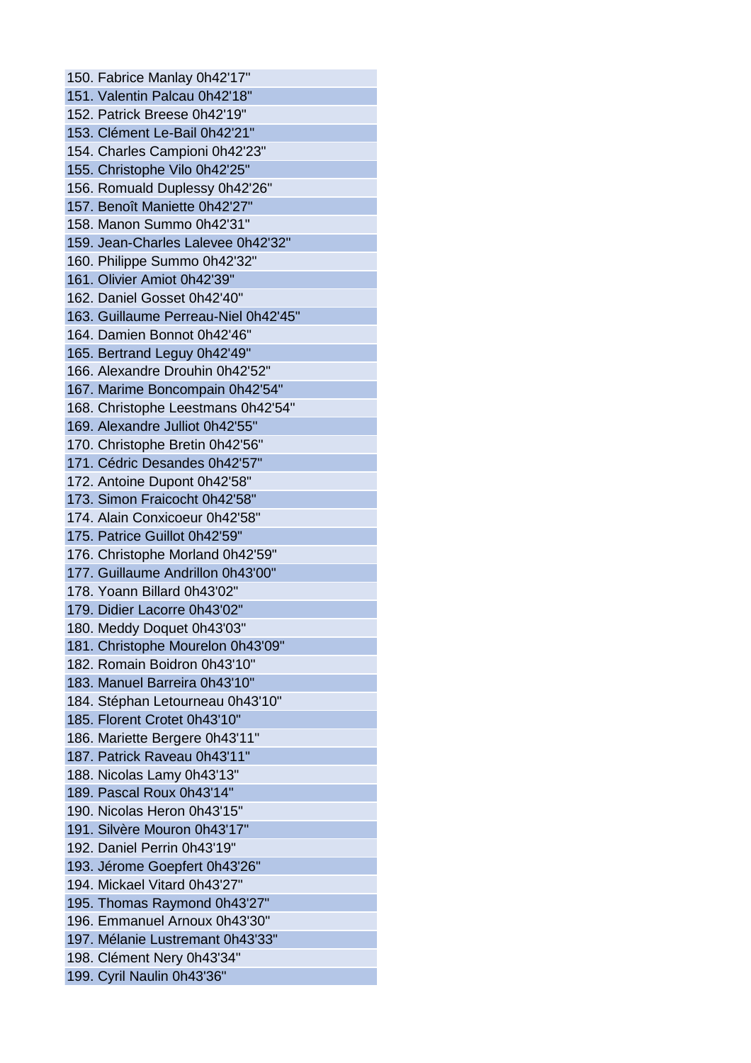150. Fabrice Manlay 0h42'17"
151. Valentin Palcau 0h42'18"
152. Patrick Breese 0h42'19"
153. Clément Le-Bail 0h42'21"
154. Charles Campioni 0h42'23"
155. Christophe Vilo 0h42'25"
156. Romuald Duplessy 0h42'26"
157. Benoît Maniette 0h42'27"
158. Manon Summo 0h42'31"
159. Jean-Charles Lalevee 0h42'32"
160. Philippe Summo 0h42'32"
161. Olivier Amiot 0h42'39"
162. Daniel Gosset 0h42'40"
163. Guillaume Perreau-Niel 0h42'45"
164. Damien Bonnot 0h42'46"
165. Bertrand Leguy 0h42'49"
166. Alexandre Drouhin 0h42'52"
167. Marime Boncompain 0h42'54"
168. Christophe Leestmans 0h42'54"
169. Alexandre Julliot 0h42'55"
170. Christophe Bretin 0h42'56"
171. Cédric Desandes 0h42'57"
172. Antoine Dupont 0h42'58"
173. Simon Fraicocht 0h42'58"
174. Alain Conxicoeur 0h42'58"
175. Patrice Guillot 0h42'59"
176. Christophe Morland 0h42'59"
177. Guillaume Andrillon 0h43'00"
178. Yoann Billard 0h43'02"
179. Didier Lacorre 0h43'02"
180. Meddy Doquet 0h43'03"
181. Christophe Mourelon 0h43'09"
182. Romain Boidron 0h43'10"
183. Manuel Barreira 0h43'10"
184. Stéphan Letourneau 0h43'10"
185. Florent Crotet 0h43'10"
186. Mariette Bergere 0h43'11"
187. Patrick Raveau 0h43'11"
188. Nicolas Lamy 0h43'13"
189. Pascal Roux 0h43'14"
190. Nicolas Heron 0h43'15"
191. Silvère Mouron 0h43'17"
192. Daniel Perrin 0h43'19"
193. Jérome Goepfert 0h43'26"
194. Mickael Vitard 0h43'27"
195. Thomas Raymond 0h43'27"
196. Emmanuel Arnoux 0h43'30"
197. Mélanie Lustremant 0h43'33"
198. Clément Nery 0h43'34"
199. Cyril Naulin 0h43'36"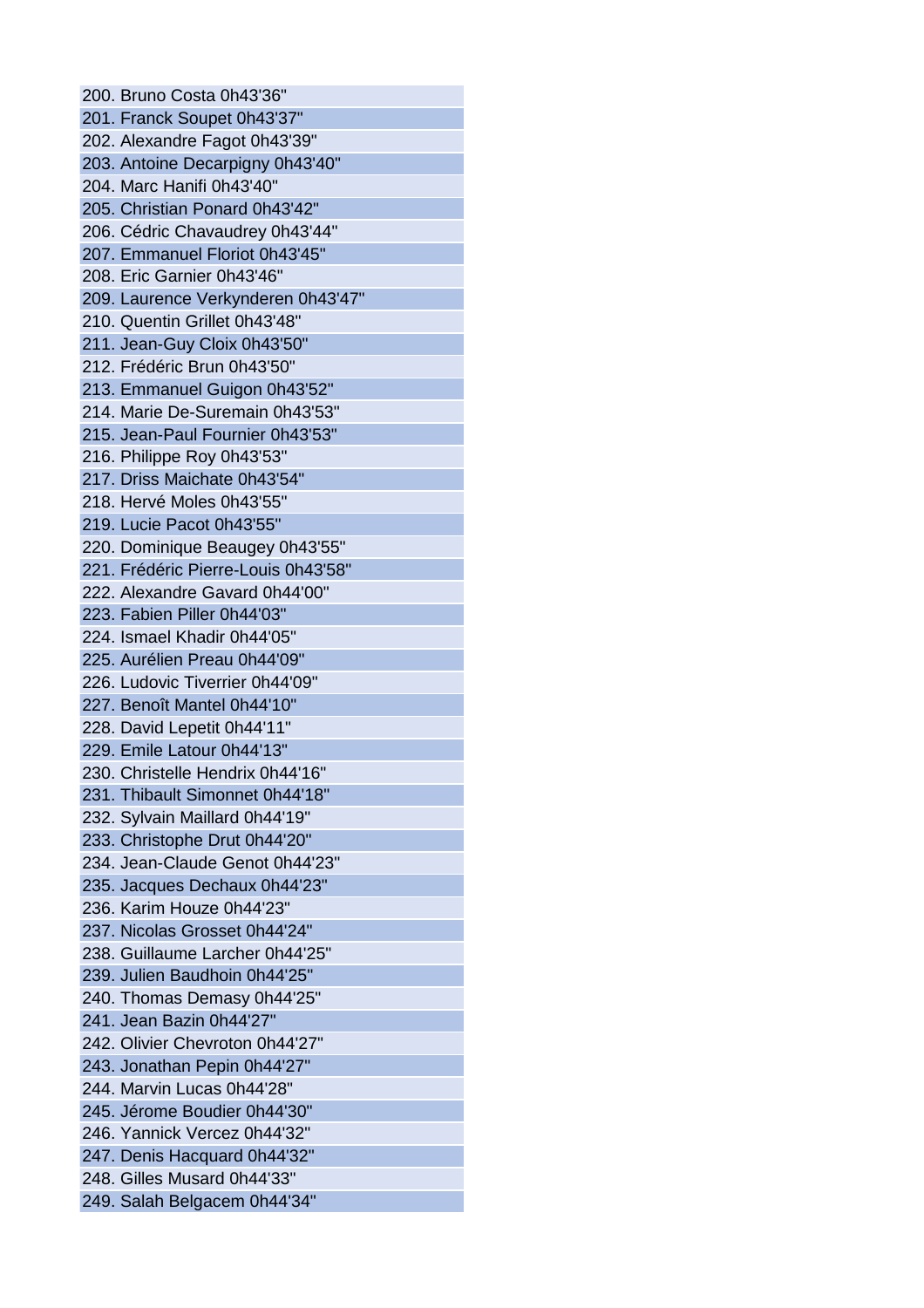200. Bruno Costa 0h43'36"
201. Franck Soupet 0h43'37"
202. Alexandre Fagot 0h43'39"
203. Antoine Decarpigny 0h43'40"
204. Marc Hanifi 0h43'40"
205. Christian Ponard 0h43'42"
206. Cédric Chavaudrey 0h43'44"
207. Emmanuel Floriot 0h43'45"
208. Eric Garnier 0h43'46"
209. Laurence Verkynderen 0h43'47"
210. Quentin Grillet 0h43'48"
211. Jean-Guy Cloix 0h43'50"
212. Frédéric Brun 0h43'50"
213. Emmanuel Guigon 0h43'52"
214. Marie De-Suremain 0h43'53"
215. Jean-Paul Fournier 0h43'53"
216. Philippe Roy 0h43'53"
217. Driss Maichate 0h43'54"
218. Hervé Moles 0h43'55"
219. Lucie Pacot 0h43'55"
220. Dominique Beaugey 0h43'55"
221. Frédéric Pierre-Louis 0h43'58"
222. Alexandre Gavard 0h44'00"
223. Fabien Piller 0h44'03"
224. Ismael Khadir 0h44'05"
225. Aurélien Preau 0h44'09"
226. Ludovic Tiverrier 0h44'09"
227. Benoît Mantel 0h44'10"
228. David Lepetit 0h44'11"
229. Emile Latour 0h44'13"
230. Christelle Hendrix 0h44'16"
231. Thibault Simonnet 0h44'18"
232. Sylvain Maillard 0h44'19"
233. Christophe Drut 0h44'20"
234. Jean-Claude Genot 0h44'23"
235. Jacques Dechaux 0h44'23"
236. Karim Houze 0h44'23"
237. Nicolas Grosset 0h44'24"
238. Guillaume Larcher 0h44'25"
239. Julien Baudhoin 0h44'25"
240. Thomas Demasy 0h44'25"
241. Jean Bazin 0h44'27"
242. Olivier Chevroton 0h44'27"
243. Jonathan Pepin 0h44'27"
244. Marvin Lucas 0h44'28"
245. Jérome Boudier 0h44'30"
246. Yannick Vercez 0h44'32"
247. Denis Hacquard 0h44'32"
248. Gilles Musard 0h44'33"
249. Salah Belgacem 0h44'34"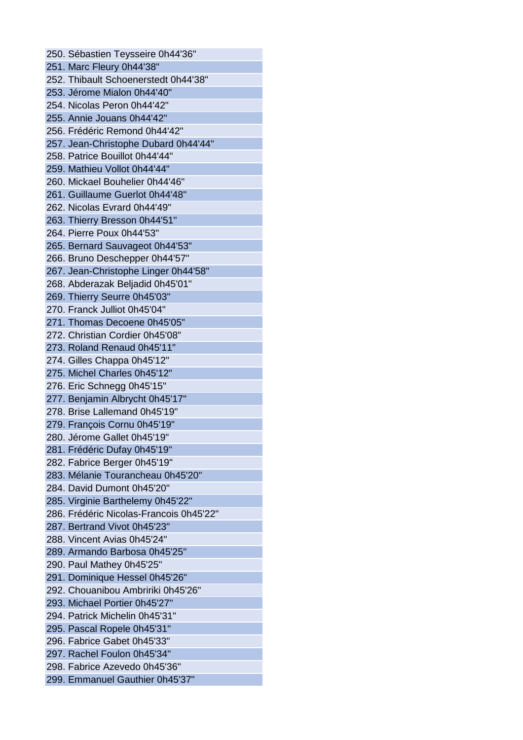250. Sébastien Teysseire 0h44'36"
251. Marc Fleury 0h44'38"
252. Thibault Schoenerstedt 0h44'38"
253. Jérome Mialon 0h44'40"
254. Nicolas Peron 0h44'42"
255. Annie Jouans 0h44'42"
256. Frédéric Remond 0h44'42"
257. Jean-Christophe Dubard 0h44'44"
258. Patrice Bouillot 0h44'44"
259. Mathieu Vollot 0h44'44"
260. Mickael Bouhelier 0h44'46"
261. Guillaume Guerlot 0h44'48"
262. Nicolas Evrard 0h44'49"
263. Thierry Bresson 0h44'51"
264. Pierre Poux 0h44'53"
265. Bernard Sauvageot 0h44'53"
266. Bruno Deschepper 0h44'57"
267. Jean-Christophe Linger 0h44'58"
268. Abderazak Beljadid 0h45'01"
269. Thierry Seurre 0h45'03"
270. Franck Julliot 0h45'04"
271. Thomas Decoene 0h45'05"
272. Christian Cordier 0h45'08"
273. Roland Renaud 0h45'11"
274. Gilles Chappa 0h45'12"
275. Michel Charles 0h45'12"
276. Eric Schnegg 0h45'15"
277. Benjamin Albrycht 0h45'17"
278. Brise Lallemand 0h45'19"
279. François Cornu 0h45'19"
280. Jérome Gallet 0h45'19"
281. Frédéric Dufay 0h45'19"
282. Fabrice Berger 0h45'19"
283. Mélanie Tourancheau 0h45'20"
284. David Dumont 0h45'20"
285. Virginie Barthelemy 0h45'22"
286. Frédéric Nicolas-Francois 0h45'22"
287. Bertrand Vivot 0h45'23"
288. Vincent Avias 0h45'24"
289. Armando Barbosa 0h45'25"
290. Paul Mathey 0h45'25"
291. Dominique Hessel 0h45'26"
292. Chouanibou Ambririki 0h45'26"
293. Michael Portier 0h45'27"
294. Patrick Michelin 0h45'31"
295. Pascal Ropele 0h45'31"
296. Fabrice Gabet 0h45'33"
297. Rachel Foulon 0h45'34"
298. Fabrice Azevedo 0h45'36"
299. Emmanuel Gauthier 0h45'37"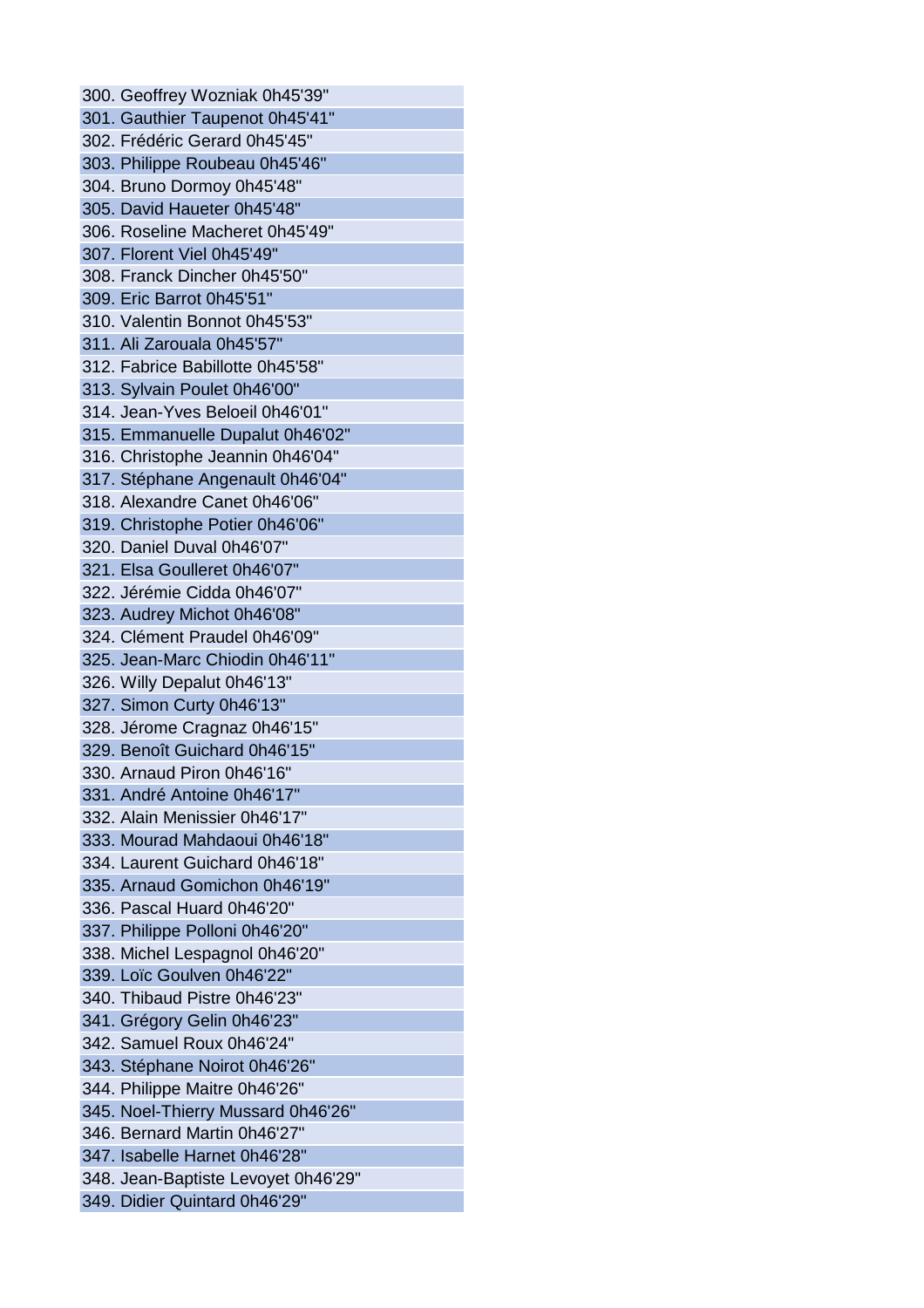300. Geoffrey Wozniak 0h45'39"
301. Gauthier Taupenot 0h45'41"
302. Frédéric Gerard 0h45'45"
303. Philippe Roubeau 0h45'46"
304. Bruno Dormoy 0h45'48"
305. David Haueter 0h45'48"
306. Roseline Macheret 0h45'49"
307. Florent Viel 0h45'49"
308. Franck Dincher 0h45'50"
309. Eric Barrot 0h45'51"
310. Valentin Bonnot 0h45'53"
311. Ali Zarouala 0h45'57"
312. Fabrice Babillotte 0h45'58"
313. Sylvain Poulet 0h46'00"
314. Jean-Yves Beloeil 0h46'01"
315. Emmanuelle Dupalut 0h46'02"
316. Christophe Jeannin 0h46'04"
317. Stéphane Angenault 0h46'04"
318. Alexandre Canet 0h46'06"
319. Christophe Potier 0h46'06"
320. Daniel Duval 0h46'07"
321. Elsa Goulleret 0h46'07"
322. Jérémie Cidda 0h46'07"
323. Audrey Michot 0h46'08"
324. Clément Praudel 0h46'09"
325. Jean-Marc Chiodin 0h46'11"
326. Willy Depalut 0h46'13"
327. Simon Curty 0h46'13"
328. Jérome Cragnaz 0h46'15"
329. Benoît Guichard 0h46'15"
330. Arnaud Piron 0h46'16"
331. André Antoine 0h46'17"
332. Alain Menissier 0h46'17"
333. Mourad Mahdaoui 0h46'18"
334. Laurent Guichard 0h46'18"
335. Arnaud Gomichon 0h46'19"
336. Pascal Huard 0h46'20"
337. Philippe Polloni 0h46'20"
338. Michel Lespagnol 0h46'20"
339. Loïc Goulven 0h46'22"
340. Thibaud Pistre 0h46'23"
341. Grégory Gelin 0h46'23"
342. Samuel Roux 0h46'24"
343. Stéphane Noirot 0h46'26"
344. Philippe Maitre 0h46'26"
345. Noel-Thierry Mussard 0h46'26"
346. Bernard Martin 0h46'27"
347. Isabelle Harnet 0h46'28"
348. Jean-Baptiste Levoyet 0h46'29"
349. Didier Quintard 0h46'29"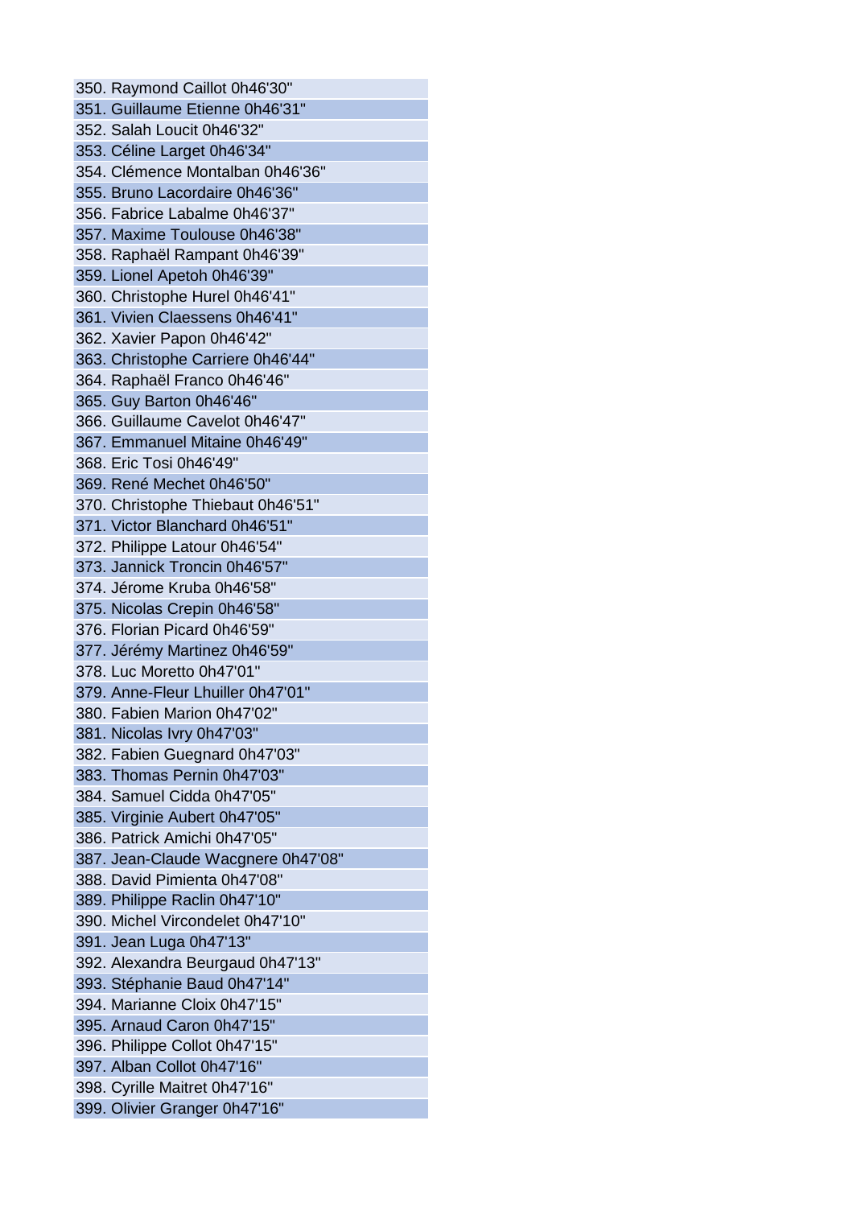350. Raymond Caillot 0h46'30"
351. Guillaume Etienne 0h46'31"
352. Salah Loucit 0h46'32"
353. Céline Larget 0h46'34"
354. Clémence Montalban 0h46'36"
355. Bruno Lacordaire 0h46'36"
356. Fabrice Labalme 0h46'37"
357. Maxime Toulouse 0h46'38"
358. Raphaël Rampant 0h46'39"
359. Lionel Apetoh 0h46'39"
360. Christophe Hurel 0h46'41"
361. Vivien Claessens 0h46'41"
362. Xavier Papon 0h46'42"
363. Christophe Carriere 0h46'44"
364. Raphaël Franco 0h46'46"
365. Guy Barton 0h46'46"
366. Guillaume Cavelot 0h46'47"
367. Emmanuel Mitaine 0h46'49"
368. Eric Tosi 0h46'49"
369. René Mechet 0h46'50"
370. Christophe Thiebaut 0h46'51"
371. Victor Blanchard 0h46'51"
372. Philippe Latour 0h46'54"
373. Jannick Troncin 0h46'57"
374. Jérome Kruba 0h46'58"
375. Nicolas Crepin 0h46'58"
376. Florian Picard 0h46'59"
377. Jérémy Martinez 0h46'59"
378. Luc Moretto 0h47'01"
379. Anne-Fleur Lhuiller 0h47'01"
380. Fabien Marion 0h47'02"
381. Nicolas Ivry 0h47'03"
382. Fabien Guegnard 0h47'03"
383. Thomas Pernin 0h47'03"
384. Samuel Cidda 0h47'05"
385. Virginie Aubert 0h47'05"
386. Patrick Amichi 0h47'05"
387. Jean-Claude Wacgnere 0h47'08"
388. David Pimienta 0h47'08"
389. Philippe Raclin 0h47'10"
390. Michel Vircondelet 0h47'10"
391. Jean Luga 0h47'13"
392. Alexandra Beurgaud 0h47'13"
393. Stéphanie Baud 0h47'14"
394. Marianne Cloix 0h47'15"
395. Arnaud Caron 0h47'15"
396. Philippe Collot 0h47'15"
397. Alban Collot 0h47'16"
398. Cyrille Maitret 0h47'16"
399. Olivier Granger 0h47'16"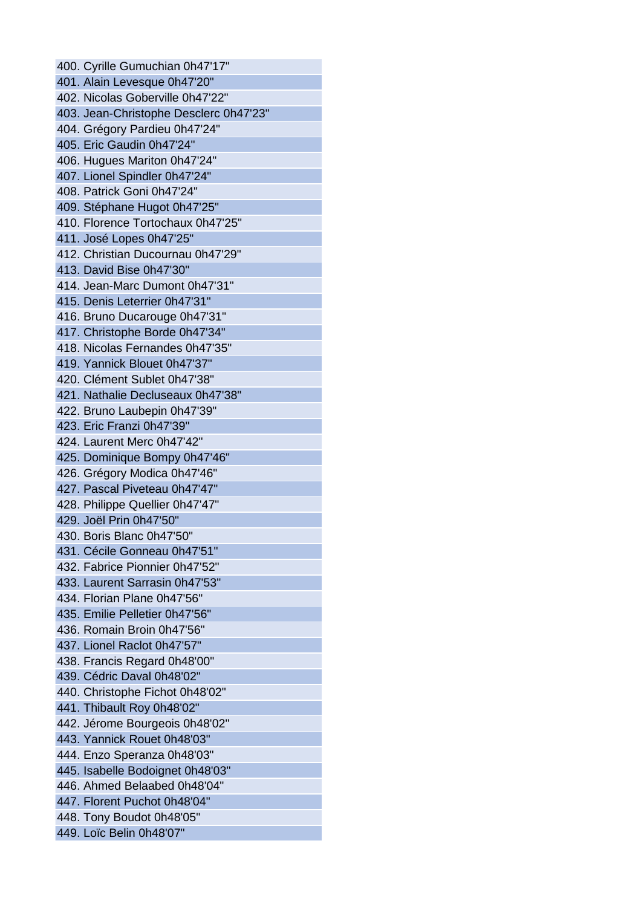400. Cyrille Gumuchian 0h47'17"
401. Alain Levesque 0h47'20"
402. Nicolas Goberville 0h47'22"
403. Jean-Christophe Desclerc 0h47'23"
404. Grégory Pardieu 0h47'24"
405. Eric Gaudin 0h47'24"
406. Hugues Mariton 0h47'24"
407. Lionel Spindler 0h47'24"
408. Patrick Goni 0h47'24"
409. Stéphane Hugot 0h47'25"
410. Florence Tortochaux 0h47'25"
411. José Lopes 0h47'25"
412. Christian Ducournau 0h47'29"
413. David Bise 0h47'30"
414. Jean-Marc Dumont 0h47'31"
415. Denis Leterrier 0h47'31"
416. Bruno Ducarouge 0h47'31"
417. Christophe Borde 0h47'34"
418. Nicolas Fernandes 0h47'35"
419. Yannick Blouet 0h47'37"
420. Clément Sublet 0h47'38"
421. Nathalie Decluseaux 0h47'38"
422. Bruno Laubepin 0h47'39"
423. Eric Franzi 0h47'39"
424. Laurent Merc 0h47'42"
425. Dominique Bompy 0h47'46"
426. Grégory Modica 0h47'46"
427. Pascal Piveteau 0h47'47"
428. Philippe Quellier 0h47'47"
429. Joël Prin 0h47'50"
430. Boris Blanc 0h47'50"
431. Cécile Gonneau 0h47'51"
432. Fabrice Pionnier 0h47'52"
433. Laurent Sarrasin 0h47'53"
434. Florian Plane 0h47'56"
435. Emilie Pelletier 0h47'56"
436. Romain Broin 0h47'56"
437. Lionel Raclot 0h47'57"
438. Francis Regard 0h48'00"
439. Cédric Daval 0h48'02"
440. Christophe Fichot 0h48'02"
441. Thibault Roy 0h48'02"
442. Jérome Bourgeois 0h48'02"
443. Yannick Rouet 0h48'03"
444. Enzo Speranza 0h48'03"
445. Isabelle Bodoignet 0h48'03"
446. Ahmed Belaabed 0h48'04"
447. Florent Puchot 0h48'04"
448. Tony Boudot 0h48'05"
449. Loïc Belin 0h48'07"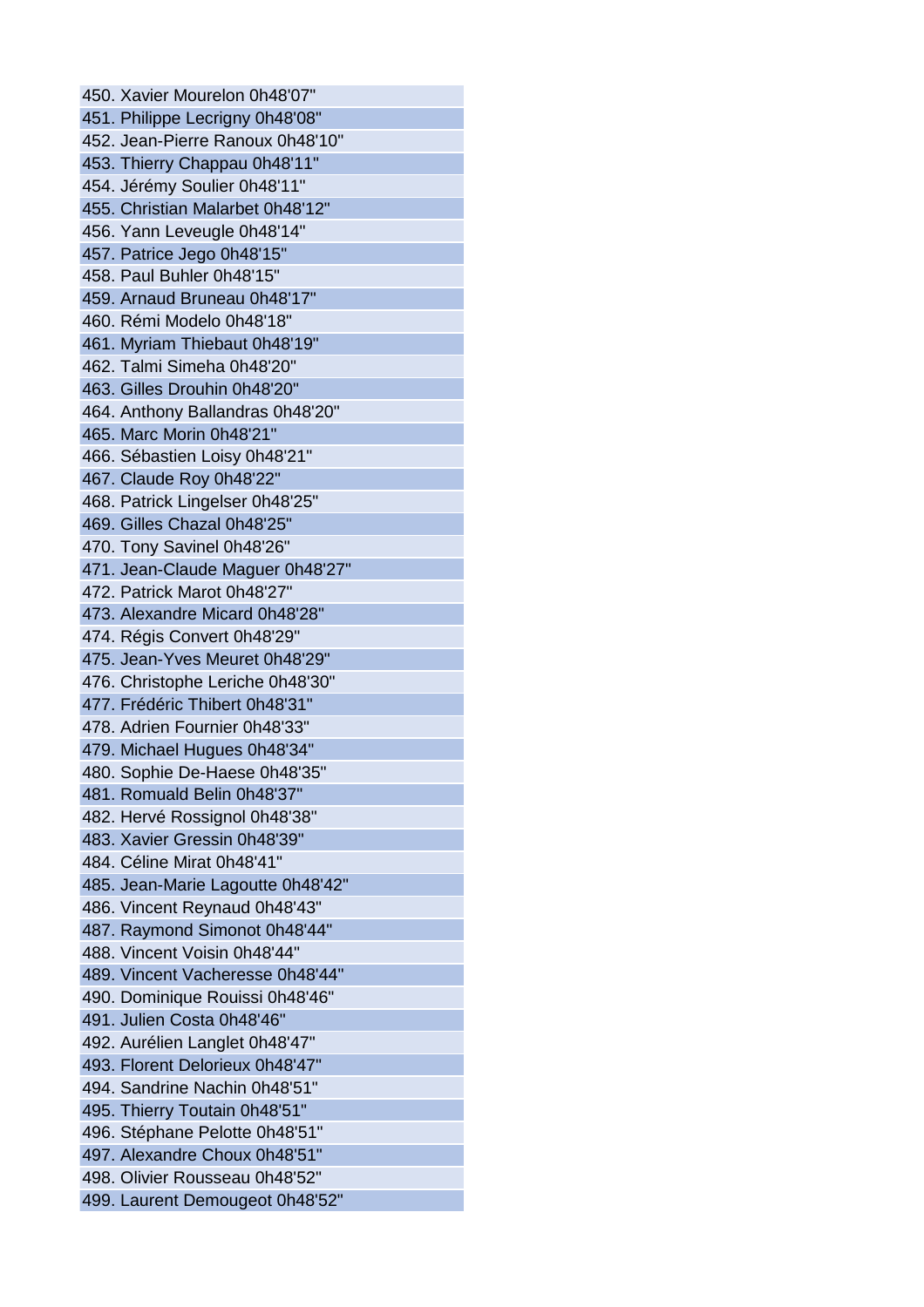450. Xavier Mourelon 0h48'07"
451. Philippe Lecrigny 0h48'08"
452. Jean-Pierre Ranoux 0h48'10"
453. Thierry Chappau 0h48'11"
454. Jérémy Soulier 0h48'11"
455. Christian Malarbet 0h48'12"
456. Yann Leveugle 0h48'14"
457. Patrice Jego 0h48'15"
458. Paul Buhler 0h48'15"
459. Arnaud Bruneau 0h48'17"
460. Rémi Modelo 0h48'18"
461. Myriam Thiebaut 0h48'19"
462. Talmi Simeha 0h48'20"
463. Gilles Drouhin 0h48'20"
464. Anthony Ballandras 0h48'20"
465. Marc Morin 0h48'21"
466. Sébastien Loisy 0h48'21"
467. Claude Roy 0h48'22"
468. Patrick Lingelser 0h48'25"
469. Gilles Chazal 0h48'25"
470. Tony Savinel 0h48'26"
471. Jean-Claude Maguer 0h48'27"
472. Patrick Marot 0h48'27"
473. Alexandre Micard 0h48'28"
474. Régis Convert 0h48'29"
475. Jean-Yves Meuret 0h48'29"
476. Christophe Leriche 0h48'30"
477. Frédéric Thibert 0h48'31"
478. Adrien Fournier 0h48'33"
479. Michael Hugues 0h48'34"
480. Sophie De-Haese 0h48'35"
481. Romuald Belin 0h48'37"
482. Hervé Rossignol 0h48'38"
483. Xavier Gressin 0h48'39"
484. Céline Mirat 0h48'41"
485. Jean-Marie Lagoutte 0h48'42"
486. Vincent Reynaud 0h48'43"
487. Raymond Simonot 0h48'44"
488. Vincent Voisin 0h48'44"
489. Vincent Vacheresse 0h48'44"
490. Dominique Rouissi 0h48'46"
491. Julien Costa 0h48'46"
492. Aurélien Langlet 0h48'47"
493. Florent Delorieux 0h48'47"
494. Sandrine Nachin 0h48'51"
495. Thierry Toutain 0h48'51"
496. Stéphane Pelotte 0h48'51"
497. Alexandre Choux 0h48'51"
498. Olivier Rousseau 0h48'52"
499. Laurent Demougeot 0h48'52"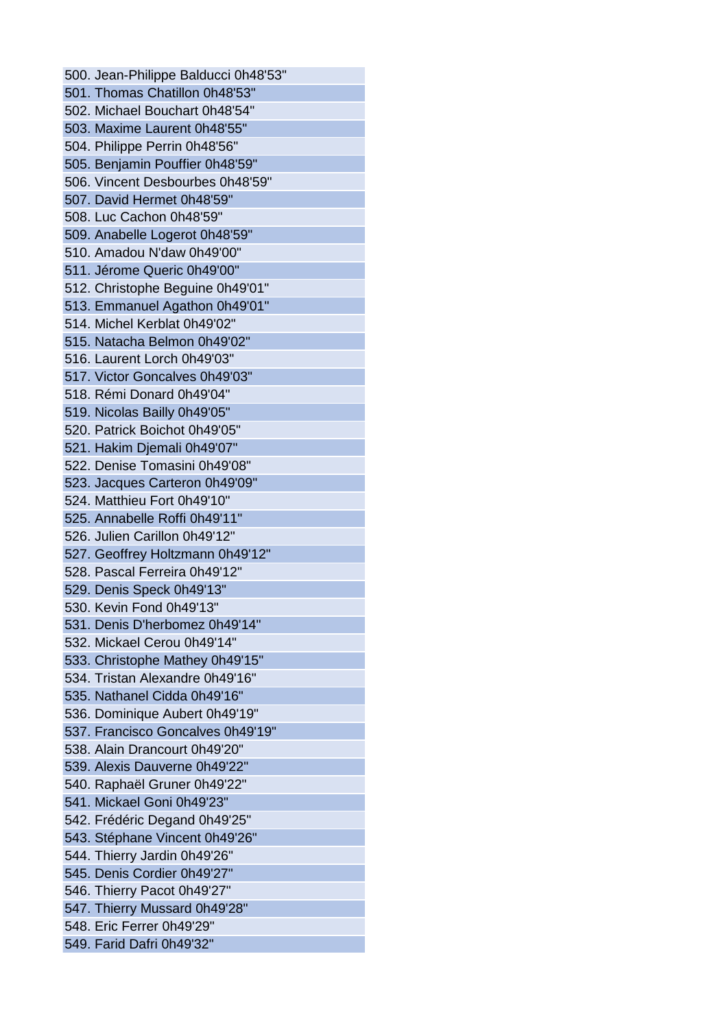500. Jean-Philippe Balducci 0h48'53"
501. Thomas Chatillon 0h48'53"
502. Michael Bouchart 0h48'54"
503. Maxime Laurent 0h48'55"
504. Philippe Perrin 0h48'56"
505. Benjamin Pouffier 0h48'59"
506. Vincent Desbourbes 0h48'59"
507. David Hermet 0h48'59"
508. Luc Cachon 0h48'59"
509. Anabelle Logerot 0h48'59"
510. Amadou N'daw 0h49'00"
511. Jérome Queric 0h49'00"
512. Christophe Beguine 0h49'01"
513. Emmanuel Agathon 0h49'01"
514. Michel Kerblat 0h49'02"
515. Natacha Belmon 0h49'02"
516. Laurent Lorch 0h49'03"
517. Victor Goncalves 0h49'03"
518. Rémi Donard 0h49'04"
519. Nicolas Bailly 0h49'05"
520. Patrick Boichot 0h49'05"
521. Hakim Djemali 0h49'07"
522. Denise Tomasini 0h49'08"
523. Jacques Carteron 0h49'09"
524. Matthieu Fort 0h49'10"
525. Annabelle Roffi 0h49'11"
526. Julien Carillon 0h49'12"
527. Geoffrey Holtzmann 0h49'12"
528. Pascal Ferreira 0h49'12"
529. Denis Speck 0h49'13"
530. Kevin Fond 0h49'13"
531. Denis D'herbomez 0h49'14"
532. Mickael Cerou 0h49'14"
533. Christophe Mathey 0h49'15"
534. Tristan Alexandre 0h49'16"
535. Nathanel Cidda 0h49'16"
536. Dominique Aubert 0h49'19"
537. Francisco Goncalves 0h49'19"
538. Alain Drancourt 0h49'20"
539. Alexis Dauverne 0h49'22"
540. Raphaël Gruner 0h49'22"
541. Mickael Goni 0h49'23"
542. Frédéric Degand 0h49'25"
543. Stéphane Vincent 0h49'26"
544. Thierry Jardin 0h49'26"
545. Denis Cordier 0h49'27"
546. Thierry Pacot 0h49'27"
547. Thierry Mussard 0h49'28"
548. Eric Ferrer 0h49'29"
549. Farid Dafri 0h49'32"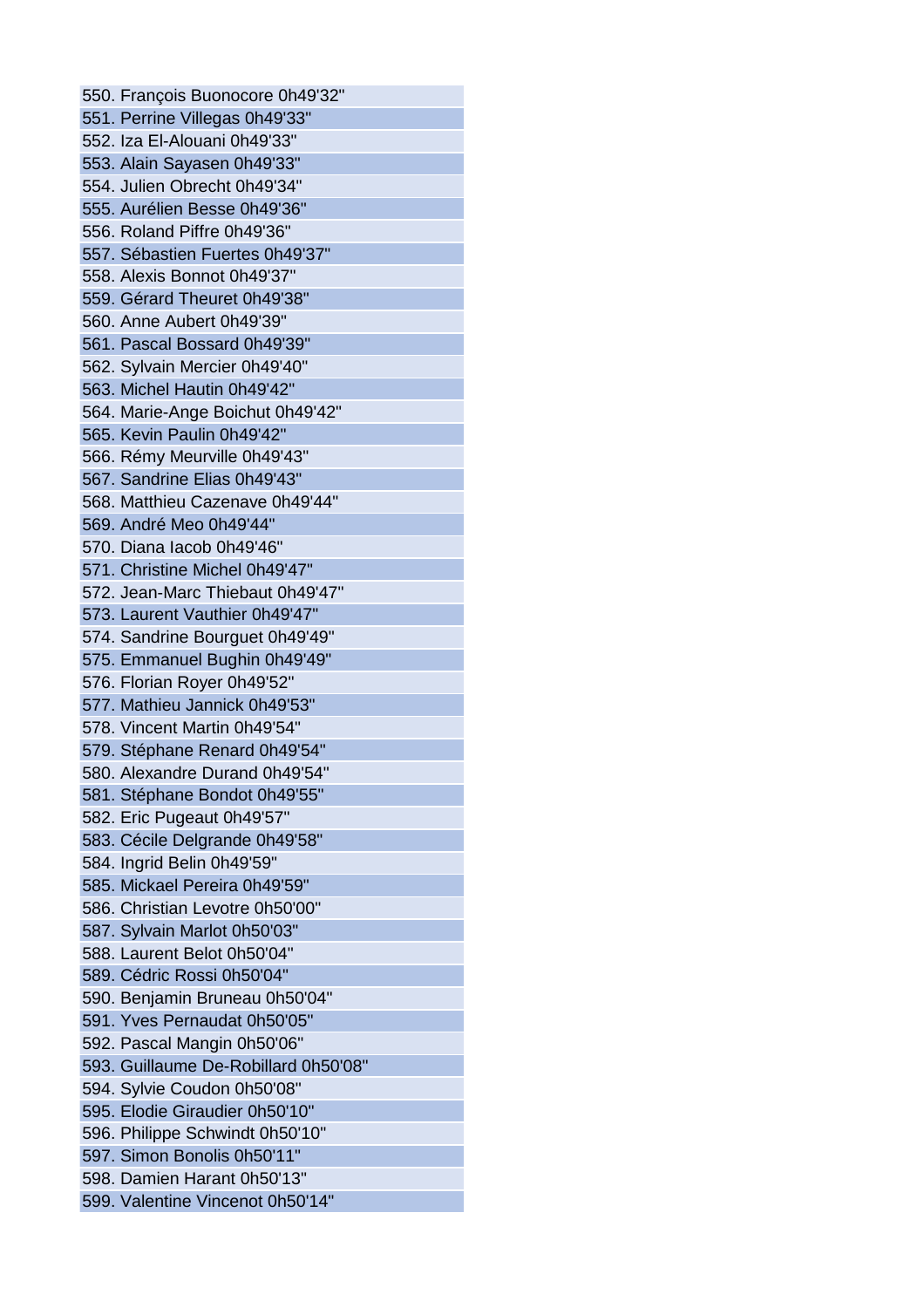550. François Buonocore 0h49'32"
551. Perrine Villegas 0h49'33"
552. Iza El-Alouani 0h49'33"
553. Alain Sayasen 0h49'33"
554. Julien Obrecht 0h49'34"
555. Aurélien Besse 0h49'36"
556. Roland Piffre 0h49'36"
557. Sébastien Fuertes 0h49'37"
558. Alexis Bonnot 0h49'37"
559. Gérard Theuret 0h49'38"
560. Anne Aubert 0h49'39"
561. Pascal Bossard 0h49'39"
562. Sylvain Mercier 0h49'40"
563. Michel Hautin 0h49'42"
564. Marie-Ange Boichut 0h49'42"
565. Kevin Paulin 0h49'42"
566. Rémy Meurville 0h49'43"
567. Sandrine Elias 0h49'43"
568. Matthieu Cazenave 0h49'44"
569. André Meo 0h49'44"
570. Diana Iacob 0h49'46"
571. Christine Michel 0h49'47"
572. Jean-Marc Thiebaut 0h49'47"
573. Laurent Vauthier 0h49'47"
574. Sandrine Bourguet 0h49'49"
575. Emmanuel Bughin 0h49'49"
576. Florian Royer 0h49'52"
577. Mathieu Jannick 0h49'53"
578. Vincent Martin 0h49'54"
579. Stéphane Renard 0h49'54"
580. Alexandre Durand 0h49'54"
581. Stéphane Bondot 0h49'55"
582. Eric Pugeaut 0h49'57"
583. Cécile Delgrande 0h49'58"
584. Ingrid Belin 0h49'59"
585. Mickael Pereira 0h49'59"
586. Christian Levotre 0h50'00"
587. Sylvain Marlot 0h50'03"
588. Laurent Belot 0h50'04"
589. Cédric Rossi 0h50'04"
590. Benjamin Bruneau 0h50'04"
591. Yves Pernaudat 0h50'05"
592. Pascal Mangin 0h50'06"
593. Guillaume De-Robillard 0h50'08"
594. Sylvie Coudon 0h50'08"
595. Elodie Giraudier 0h50'10"
596. Philippe Schwindt 0h50'10"
597. Simon Bonolis 0h50'11"
598. Damien Harant 0h50'13"
599. Valentine Vincenot 0h50'14"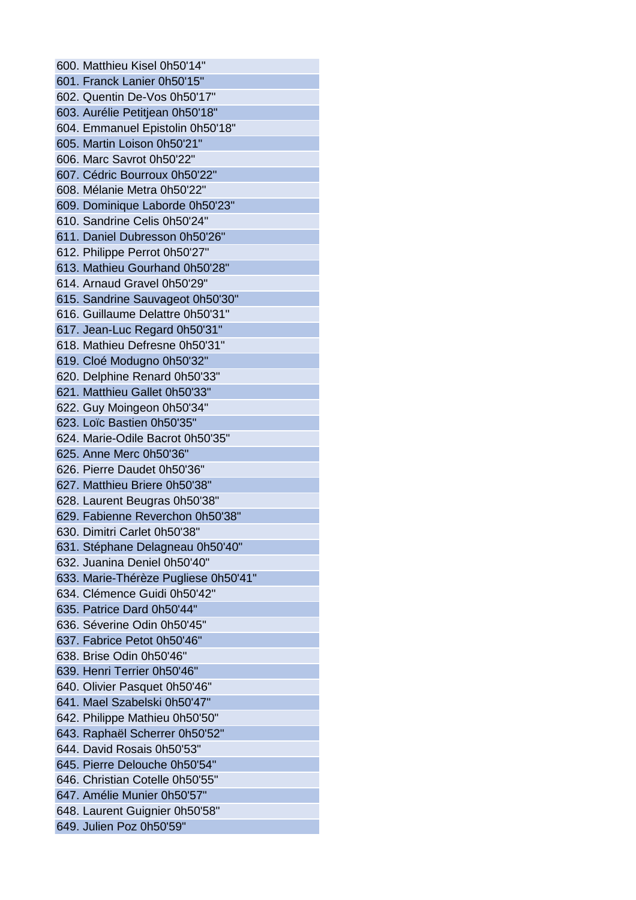600. Matthieu Kisel 0h50'14"
601. Franck Lanier 0h50'15"
602. Quentin De-Vos 0h50'17"
603. Aurélie Petitjean 0h50'18"
604. Emmanuel Epistolin 0h50'18"
605. Martin Loison 0h50'21"
606. Marc Savrot 0h50'22"
607. Cédric Bourroux 0h50'22"
608. Mélanie Metra 0h50'22"
609. Dominique Laborde 0h50'23"
610. Sandrine Celis 0h50'24"
611. Daniel Dubresson 0h50'26"
612. Philippe Perrot 0h50'27"
613. Mathieu Gourhand 0h50'28"
614. Arnaud Gravel 0h50'29"
615. Sandrine Sauvageot 0h50'30"
616. Guillaume Delattre 0h50'31"
617. Jean-Luc Regard 0h50'31"
618. Mathieu Defresne 0h50'31"
619. Cloé Modugno 0h50'32"
620. Delphine Renard 0h50'33"
621. Matthieu Gallet 0h50'33"
622. Guy Moingeon 0h50'34"
623. Loïc Bastien 0h50'35"
624. Marie-Odile Bacrot 0h50'35"
625. Anne Merc 0h50'36"
626. Pierre Daudet 0h50'36"
627. Matthieu Briere 0h50'38"
628. Laurent Beugras 0h50'38"
629. Fabienne Reverchon 0h50'38"
630. Dimitri Carlet 0h50'38"
631. Stéphane Delagneau 0h50'40"
632. Juanina Deniel 0h50'40"
633. Marie-Thérèze Pugliese 0h50'41"
634. Clémence Guidi 0h50'42"
635. Patrice Dard 0h50'44"
636. Séverine Odin 0h50'45"
637. Fabrice Petot 0h50'46"
638. Brise Odin 0h50'46"
639. Henri Terrier 0h50'46"
640. Olivier Pasquet 0h50'46"
641. Mael Szabelski 0h50'47"
642. Philippe Mathieu 0h50'50"
643. Raphaël Scherrer 0h50'52"
644. David Rosais 0h50'53"
645. Pierre Delouche 0h50'54"
646. Christian Cotelle 0h50'55"
647. Amélie Munier 0h50'57"
648. Laurent Guignier 0h50'58"
649. Julien Poz 0h50'59"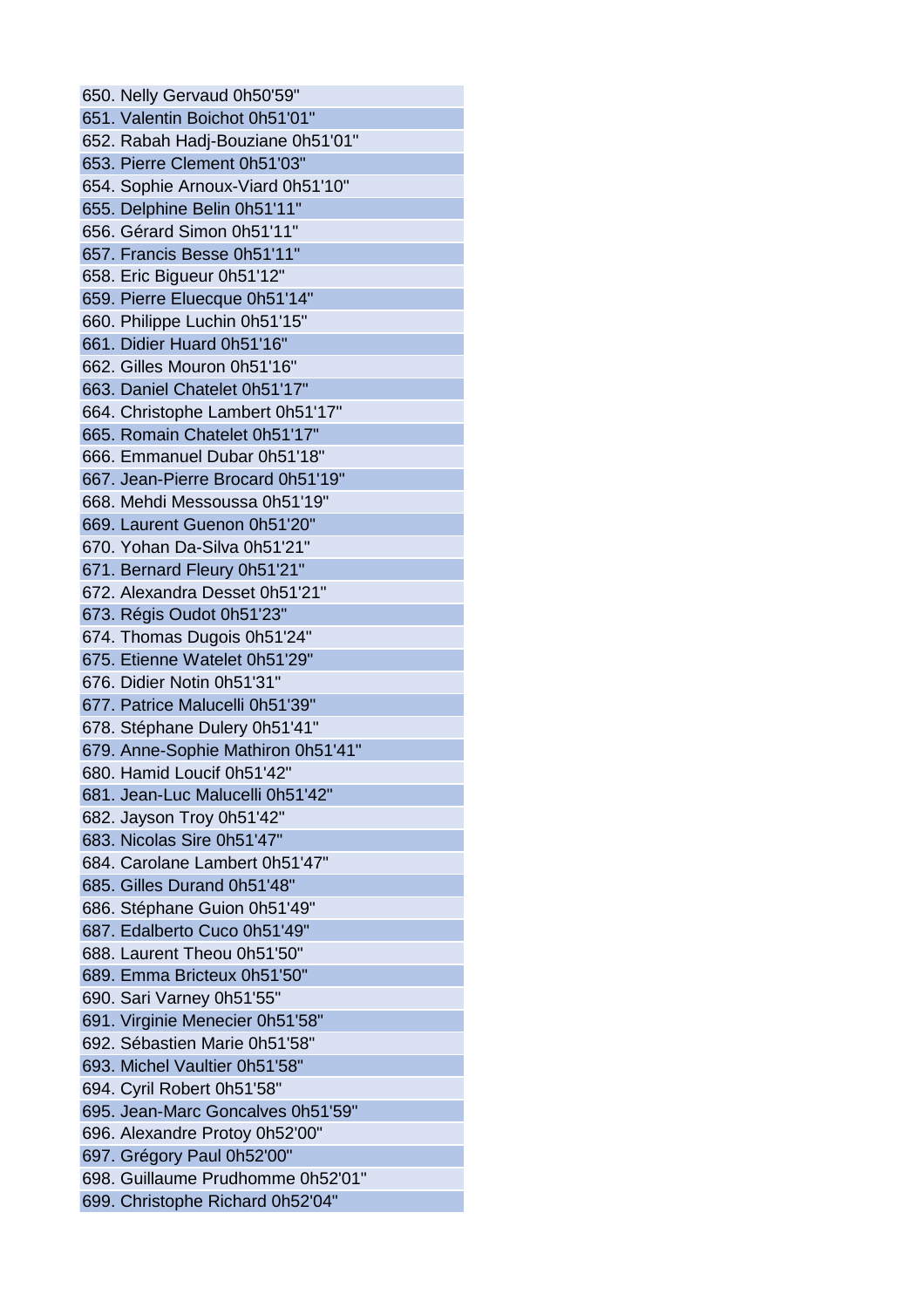650. Nelly Gervaud 0h50'59"
651. Valentin Boichot 0h51'01"
652. Rabah Hadj-Bouziane 0h51'01"
653. Pierre Clement 0h51'03"
654. Sophie Arnoux-Viard 0h51'10"
655. Delphine Belin 0h51'11"
656. Gérard Simon 0h51'11"
657. Francis Besse 0h51'11"
658. Eric Bigueur 0h51'12"
659. Pierre Eluecque 0h51'14"
660. Philippe Luchin 0h51'15"
661. Didier Huard 0h51'16"
662. Gilles Mouron 0h51'16"
663. Daniel Chatelet 0h51'17"
664. Christophe Lambert 0h51'17"
665. Romain Chatelet 0h51'17"
666. Emmanuel Dubar 0h51'18"
667. Jean-Pierre Brocard 0h51'19"
668. Mehdi Messoussa 0h51'19"
669. Laurent Guenon 0h51'20"
670. Yohan Da-Silva 0h51'21"
671. Bernard Fleury 0h51'21"
672. Alexandra Desset 0h51'21"
673. Régis Oudot 0h51'23"
674. Thomas Dugois 0h51'24"
675. Etienne Watelet 0h51'29"
676. Didier Notin 0h51'31"
677. Patrice Malucelli 0h51'39"
678. Stéphane Dulery 0h51'41"
679. Anne-Sophie Mathiron 0h51'41"
680. Hamid Loucif 0h51'42"
681. Jean-Luc Malucelli 0h51'42"
682. Jayson Troy 0h51'42"
683. Nicolas Sire 0h51'47"
684. Carolane Lambert 0h51'47"
685. Gilles Durand 0h51'48"
686. Stéphane Guion 0h51'49"
687. Edalberto Cuco 0h51'49"
688. Laurent Theou 0h51'50"
689. Emma Bricteux 0h51'50"
690. Sari Varney 0h51'55"
691. Virginie Menecier 0h51'58"
692. Sébastien Marie 0h51'58"
693. Michel Vaultier 0h51'58"
694. Cyril Robert 0h51'58"
695. Jean-Marc Goncalves 0h51'59"
696. Alexandre Protoy 0h52'00"
697. Grégory Paul 0h52'00"
698. Guillaume Prudhomme 0h52'01"
699. Christophe Richard 0h52'04"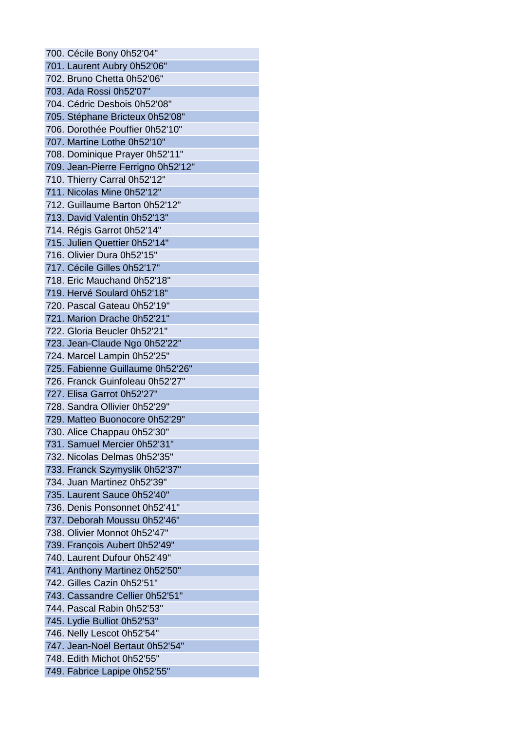700. Cécile Bony 0h52'04"
701. Laurent Aubry 0h52'06"
702. Bruno Chetta 0h52'06"
703. Ada Rossi 0h52'07"
704. Cédric Desbois 0h52'08"
705. Stéphane Bricteux 0h52'08"
706. Dorothée Pouffier 0h52'10"
707. Martine Lothe 0h52'10"
708. Dominique Prayer 0h52'11"
709. Jean-Pierre Ferrigno 0h52'12"
710. Thierry Carral 0h52'12"
711. Nicolas Mine 0h52'12"
712. Guillaume Barton 0h52'12"
713. David Valentin 0h52'13"
714. Régis Garrot 0h52'14"
715. Julien Quettier 0h52'14"
716. Olivier Dura 0h52'15"
717. Cécile Gilles 0h52'17"
718. Eric Mauchand 0h52'18"
719. Hervé Soulard 0h52'18"
720. Pascal Gateau 0h52'19"
721. Marion Drache 0h52'21"
722. Gloria Beucler 0h52'21"
723. Jean-Claude Ngo 0h52'22"
724. Marcel Lampin 0h52'25"
725. Fabienne Guillaume 0h52'26"
726. Franck Guinfoleau 0h52'27"
727. Elisa Garrot 0h52'27"
728. Sandra Ollivier 0h52'29"
729. Matteo Buonocore 0h52'29"
730. Alice Chappau 0h52'30"
731. Samuel Mercier 0h52'31"
732. Nicolas Delmas 0h52'35"
733. Franck Szymyslik 0h52'37"
734. Juan Martinez 0h52'39"
735. Laurent Sauce 0h52'40"
736. Denis Ponsonnet 0h52'41"
737. Deborah Moussu 0h52'46"
738. Olivier Monnot 0h52'47"
739. François Aubert 0h52'49"
740. Laurent Dufour 0h52'49"
741. Anthony Martinez 0h52'50"
742. Gilles Cazin 0h52'51"
743. Cassandre Cellier 0h52'51"
744. Pascal Rabin 0h52'53"
745. Lydie Bulliot 0h52'53"
746. Nelly Lescot 0h52'54"
747. Jean-Noël Bertaut 0h52'54"
748. Edith Michot 0h52'55"
749. Fabrice Lapipe 0h52'55"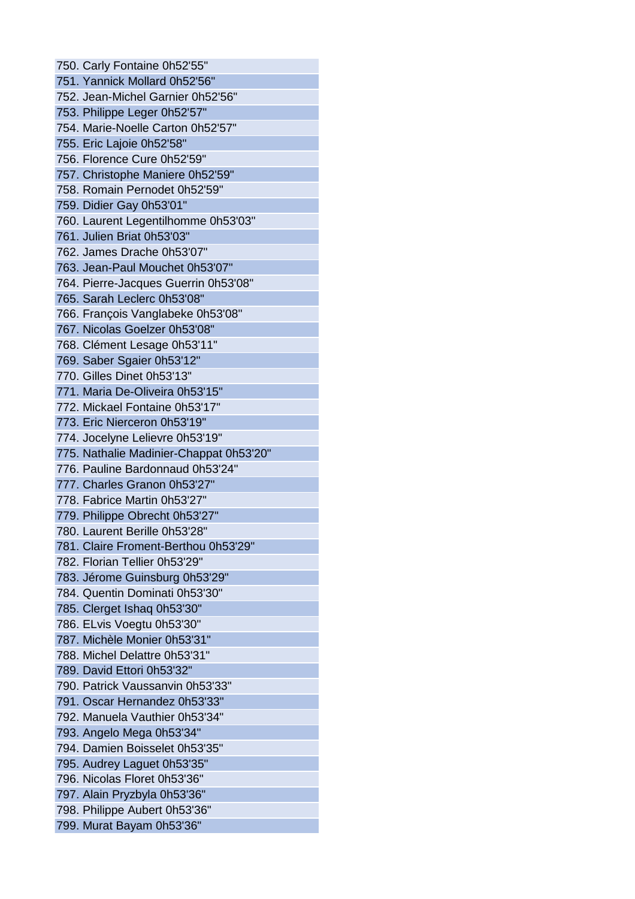750. Carly Fontaine 0h52'55"
751. Yannick Mollard 0h52'56"
752. Jean-Michel Garnier 0h52'56"
753. Philippe Leger 0h52'57"
754. Marie-Noelle Carton 0h52'57"
755. Eric Lajoie 0h52'58"
756. Florence Cure 0h52'59"
757. Christophe Maniere 0h52'59"
758. Romain Pernodet 0h52'59"
759. Didier Gay 0h53'01"
760. Laurent Legentilhomme 0h53'03"
761. Julien Briat 0h53'03"
762. James Drache 0h53'07"
763. Jean-Paul Mouchet 0h53'07"
764. Pierre-Jacques Guerrin 0h53'08"
765. Sarah Leclerc 0h53'08"
766. François Vanglabeke 0h53'08"
767. Nicolas Goelzer 0h53'08"
768. Clément Lesage 0h53'11"
769. Saber Sgaier 0h53'12"
770. Gilles Dinet 0h53'13"
771. Maria De-Oliveira 0h53'15"
772. Mickael Fontaine 0h53'17"
773. Eric Nierceron 0h53'19"
774. Jocelyne Lelievre 0h53'19"
775. Nathalie Madinier-Chappat 0h53'20"
776. Pauline Bardonnaud 0h53'24"
777. Charles Granon 0h53'27"
778. Fabrice Martin 0h53'27"
779. Philippe Obrecht 0h53'27"
780. Laurent Berille 0h53'28"
781. Claire Froment-Berthou 0h53'29"
782. Florian Tellier 0h53'29"
783. Jérome Guinsburg 0h53'29"
784. Quentin Dominati 0h53'30"
785. Clerget Ishaq 0h53'30"
786. ELvis Voegtu 0h53'30"
787. Michèle Monier 0h53'31"
788. Michel Delattre 0h53'31"
789. David Ettori 0h53'32"
790. Patrick Vaussanvin 0h53'33"
791. Oscar Hernandez 0h53'33"
792. Manuela Vauthier 0h53'34"
793. Angelo Mega 0h53'34"
794. Damien Boisselet 0h53'35"
795. Audrey Laguet 0h53'35"
796. Nicolas Floret 0h53'36"
797. Alain Pryzbyla 0h53'36"
798. Philippe Aubert 0h53'36"
799. Murat Bayam 0h53'36"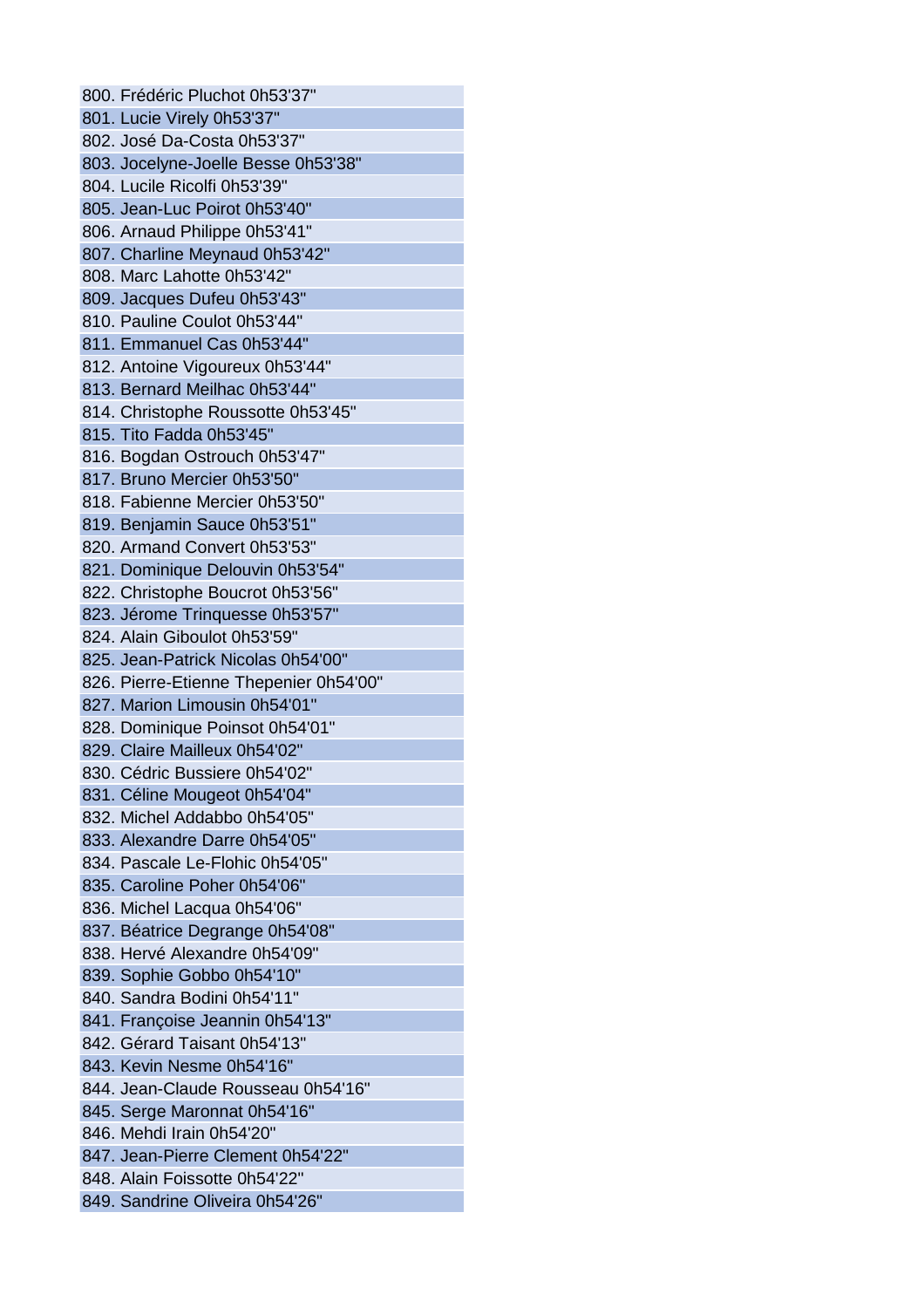800. Frédéric Pluchot 0h53'37"
801. Lucie Virely 0h53'37"
802. José Da-Costa 0h53'37"
803. Jocelyne-Joelle Besse 0h53'38"
804. Lucile Ricolfi 0h53'39"
805. Jean-Luc Poirot 0h53'40"
806. Arnaud Philippe 0h53'41"
807. Charline Meynaud 0h53'42"
808. Marc Lahotte 0h53'42"
809. Jacques Dufeu 0h53'43"
810. Pauline Coulot 0h53'44"
811. Emmanuel Cas 0h53'44"
812. Antoine Vigoureux 0h53'44"
813. Bernard Meilhac 0h53'44"
814. Christophe Roussotte 0h53'45"
815. Tito Fadda 0h53'45"
816. Bogdan Ostrouch 0h53'47"
817. Bruno Mercier 0h53'50"
818. Fabienne Mercier 0h53'50"
819. Benjamin Sauce 0h53'51"
820. Armand Convert 0h53'53"
821. Dominique Delouvin 0h53'54"
822. Christophe Boucrot 0h53'56"
823. Jérome Trinquesse 0h53'57"
824. Alain Giboulot 0h53'59"
825. Jean-Patrick Nicolas 0h54'00"
826. Pierre-Etienne Thepenier 0h54'00"
827. Marion Limousin 0h54'01"
828. Dominique Poinsot 0h54'01"
829. Claire Mailleux 0h54'02"
830. Cédric Bussiere 0h54'02"
831. Céline Mougeot 0h54'04"
832. Michel Addabbo 0h54'05"
833. Alexandre Darre 0h54'05"
834. Pascale Le-Flohic 0h54'05"
835. Caroline Poher 0h54'06"
836. Michel Lacqua 0h54'06"
837. Béatrice Degrange 0h54'08"
838. Hervé Alexandre 0h54'09"
839. Sophie Gobbo 0h54'10"
840. Sandra Bodini 0h54'11"
841. Françoise Jeannin 0h54'13"
842. Gérard Taisant 0h54'13"
843. Kevin Nesme 0h54'16"
844. Jean-Claude Rousseau 0h54'16"
845. Serge Maronnat 0h54'16"
846. Mehdi Irain 0h54'20"
847. Jean-Pierre Clement 0h54'22"
848. Alain Foissotte 0h54'22"
849. Sandrine Oliveira 0h54'26"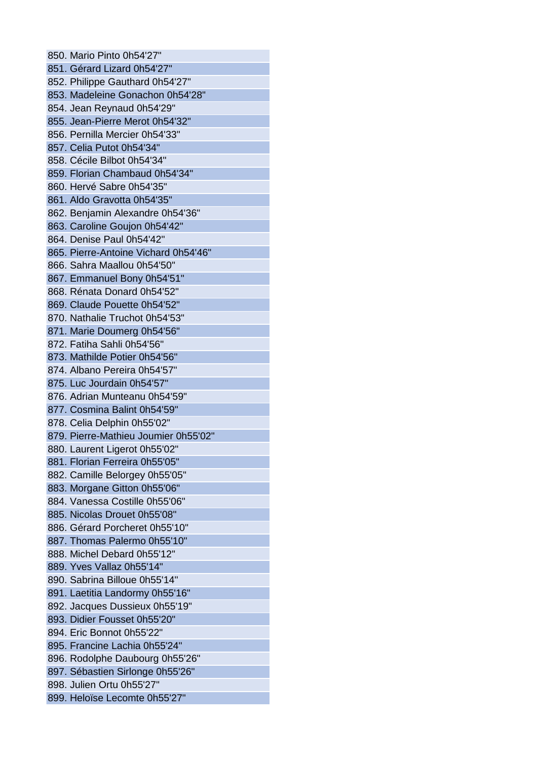850. Mario Pinto 0h54'27"
851. Gérard Lizard 0h54'27"
852. Philippe Gauthard 0h54'27"
853. Madeleine Gonachon 0h54'28"
854. Jean Reynaud 0h54'29"
855. Jean-Pierre Merot 0h54'32"
856. Pernilla Mercier 0h54'33"
857. Celia Putot 0h54'34"
858. Cécile Bilbot 0h54'34"
859. Florian Chambaud 0h54'34"
860. Hervé Sabre 0h54'35"
861. Aldo Gravotta 0h54'35"
862. Benjamin Alexandre 0h54'36"
863. Caroline Goujon 0h54'42"
864. Denise Paul 0h54'42"
865. Pierre-Antoine Vichard 0h54'46"
866. Sahra Maallou 0h54'50"
867. Emmanuel Bony 0h54'51"
868. Rénata Donard 0h54'52"
869. Claude Pouette 0h54'52"
870. Nathalie Truchot 0h54'53"
871. Marie Doumerg 0h54'56"
872. Fatiha Sahli 0h54'56"
873. Mathilde Potier 0h54'56"
874. Albano Pereira 0h54'57"
875. Luc Jourdain 0h54'57"
876. Adrian Munteanu 0h54'59"
877. Cosmina Balint 0h54'59"
878. Celia Delphin 0h55'02"
879. Pierre-Mathieu Joumier 0h55'02"
880. Laurent Ligerot 0h55'02"
881. Florian Ferreira 0h55'05"
882. Camille Belorgey 0h55'05"
883. Morgane Gitton 0h55'06"
884. Vanessa Costille 0h55'06"
885. Nicolas Drouet 0h55'08"
886. Gérard Porcheret 0h55'10"
887. Thomas Palermo 0h55'10"
888. Michel Debard 0h55'12"
889. Yves Vallaz 0h55'14"
890. Sabrina Billoue 0h55'14"
891. Laetitia Landormy 0h55'16"
892. Jacques Dussieux 0h55'19"
893. Didier Fousset 0h55'20"
894. Eric Bonnot 0h55'22"
895. Francine Lachia 0h55'24"
896. Rodolphe Daubourg 0h55'26"
897. Sébastien Sirlonge 0h55'26"
898. Julien Ortu 0h55'27"
899. Heloïse Lecomte 0h55'27"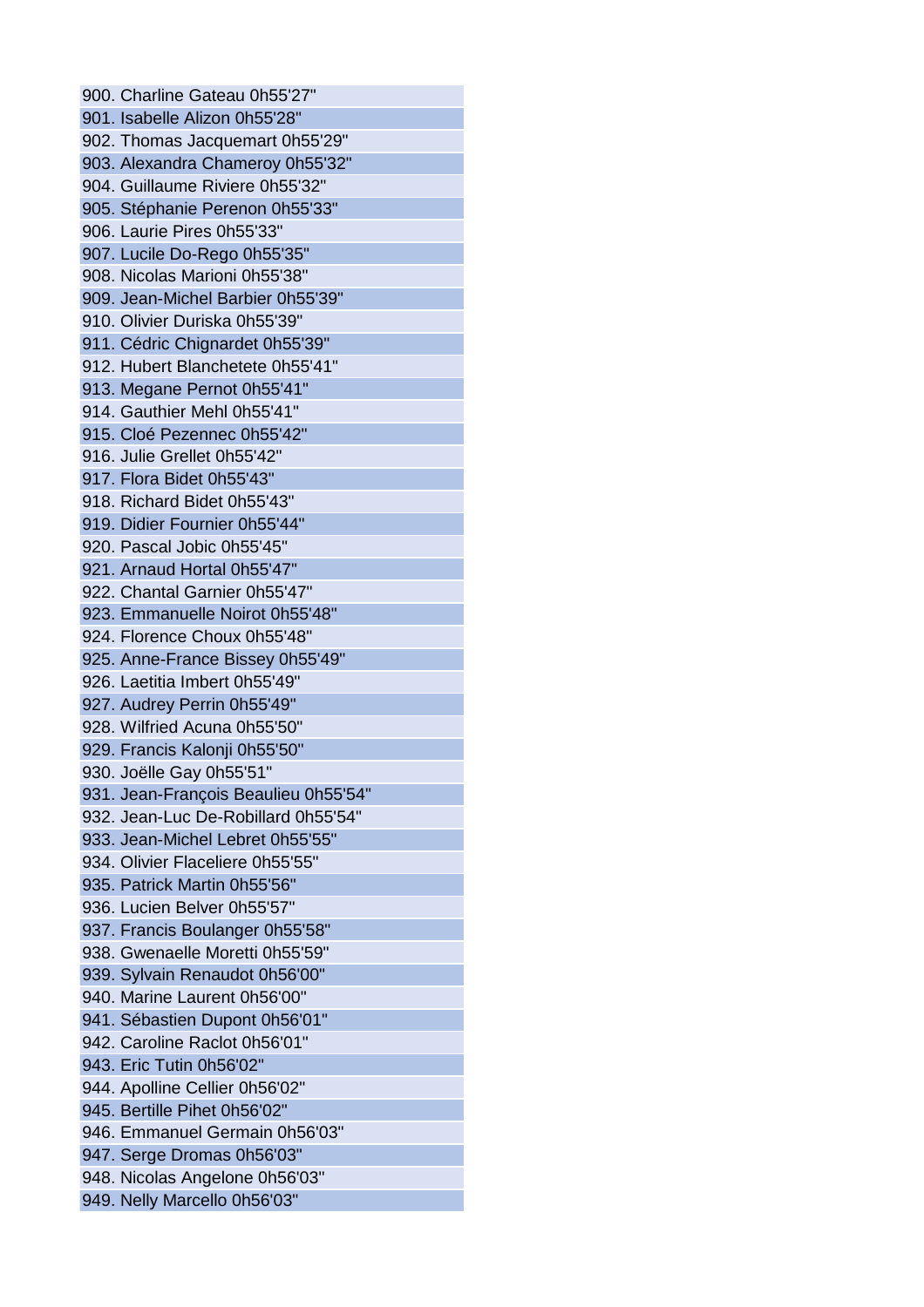900. Charline Gateau 0h55'27"
901. Isabelle Alizon 0h55'28"
902. Thomas Jacquemart 0h55'29"
903. Alexandra Chameroy 0h55'32"
904. Guillaume Riviere 0h55'32"
905. Stéphanie Perenon 0h55'33"
906. Laurie Pires 0h55'33"
907. Lucile Do-Rego 0h55'35"
908. Nicolas Marioni 0h55'38"
909. Jean-Michel Barbier 0h55'39"
910. Olivier Duriska 0h55'39"
911. Cédric Chignardet 0h55'39"
912. Hubert Blanchetete 0h55'41"
913. Megane Pernot 0h55'41"
914. Gauthier Mehl 0h55'41"
915. Cloé Pezennec 0h55'42"
916. Julie Grellet 0h55'42"
917. Flora Bidet 0h55'43"
918. Richard Bidet 0h55'43"
919. Didier Fournier 0h55'44"
920. Pascal Jobic 0h55'45"
921. Arnaud Hortal 0h55'47"
922. Chantal Garnier 0h55'47"
923. Emmanuelle Noirot 0h55'48"
924. Florence Choux 0h55'48"
925. Anne-France Bissey 0h55'49"
926. Laetitia Imbert 0h55'49"
927. Audrey Perrin 0h55'49"
928. Wilfried Acuna 0h55'50"
929. Francis Kalonji 0h55'50"
930. Joëlle Gay 0h55'51"
931. Jean-François Beaulieu 0h55'54"
932. Jean-Luc De-Robillard 0h55'54"
933. Jean-Michel Lebret 0h55'55"
934. Olivier Flaceliere 0h55'55"
935. Patrick Martin 0h55'56"
936. Lucien Belver 0h55'57"
937. Francis Boulanger 0h55'58"
938. Gwenaelle Moretti 0h55'59"
939. Sylvain Renaudot 0h56'00"
940. Marine Laurent 0h56'00"
941. Sébastien Dupont 0h56'01"
942. Caroline Raclot 0h56'01"
943. Eric Tutin 0h56'02"
944. Apolline Cellier 0h56'02"
945. Bertille Pihet 0h56'02"
946. Emmanuel Germain 0h56'03"
947. Serge Dromas 0h56'03"
948. Nicolas Angelone 0h56'03"
949. Nelly Marcello 0h56'03"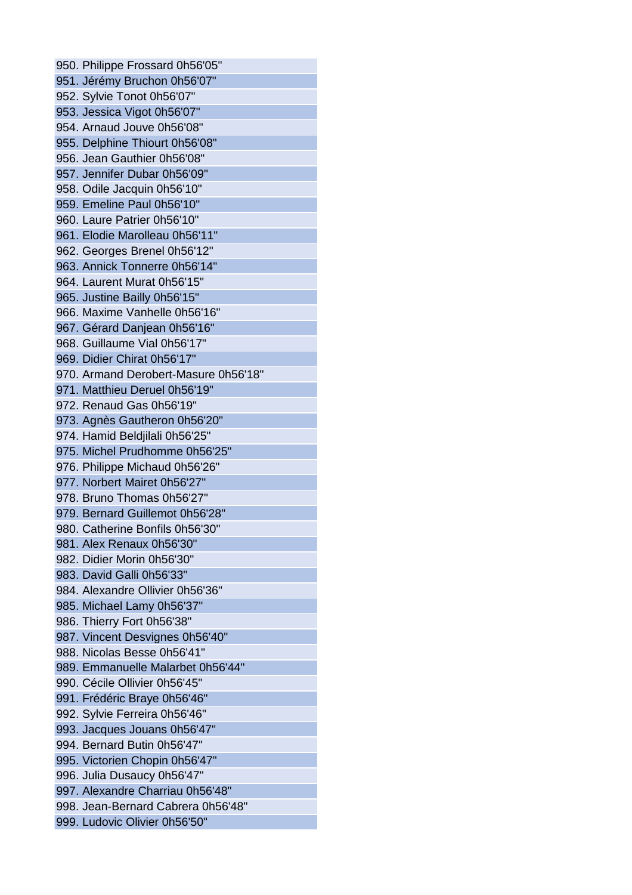950. Philippe Frossard 0h56'05"
951. Jérémy Bruchon 0h56'07"
952. Sylvie Tonot 0h56'07"
953. Jessica Vigot 0h56'07"
954. Arnaud Jouve 0h56'08"
955. Delphine Thiourt 0h56'08"
956. Jean Gauthier 0h56'08"
957. Jennifer Dubar 0h56'09"
958. Odile Jacquin 0h56'10"
959. Emeline Paul 0h56'10"
960. Laure Patrier 0h56'10"
961. Elodie Marolleau 0h56'11"
962. Georges Brenel 0h56'12"
963. Annick Tonnerre 0h56'14"
964. Laurent Murat 0h56'15"
965. Justine Bailly 0h56'15"
966. Maxime Vanhelle 0h56'16"
967. Gérard Danjean 0h56'16"
968. Guillaume Vial 0h56'17"
969. Didier Chirat 0h56'17"
970. Armand Derobert-Masure 0h56'18"
971. Matthieu Deruel 0h56'19"
972. Renaud Gas 0h56'19"
973. Agnès Gautheron 0h56'20"
974. Hamid Beldjilali 0h56'25"
975. Michel Prudhomme 0h56'25"
976. Philippe Michaud 0h56'26"
977. Norbert Mairet 0h56'27"
978. Bruno Thomas 0h56'27"
979. Bernard Guillemot 0h56'28"
980. Catherine Bonfils 0h56'30"
981. Alex Renaux 0h56'30"
982. Didier Morin 0h56'30"
983. David Galli 0h56'33"
984. Alexandre Ollivier 0h56'36"
985. Michael Lamy 0h56'37"
986. Thierry Fort 0h56'38"
987. Vincent Desvignes 0h56'40"
988. Nicolas Besse 0h56'41"
989. Emmanuelle Malarbet 0h56'44"
990. Cécile Ollivier 0h56'45"
991. Frédéric Braye 0h56'46"
992. Sylvie Ferreira 0h56'46"
993. Jacques Jouans 0h56'47"
994. Bernard Butin 0h56'47"
995. Victorien Chopin 0h56'47"
996. Julia Dusaucy 0h56'47"
997. Alexandre Charriau 0h56'48"
998. Jean-Bernard Cabrera 0h56'48"
999. Ludovic Olivier 0h56'50"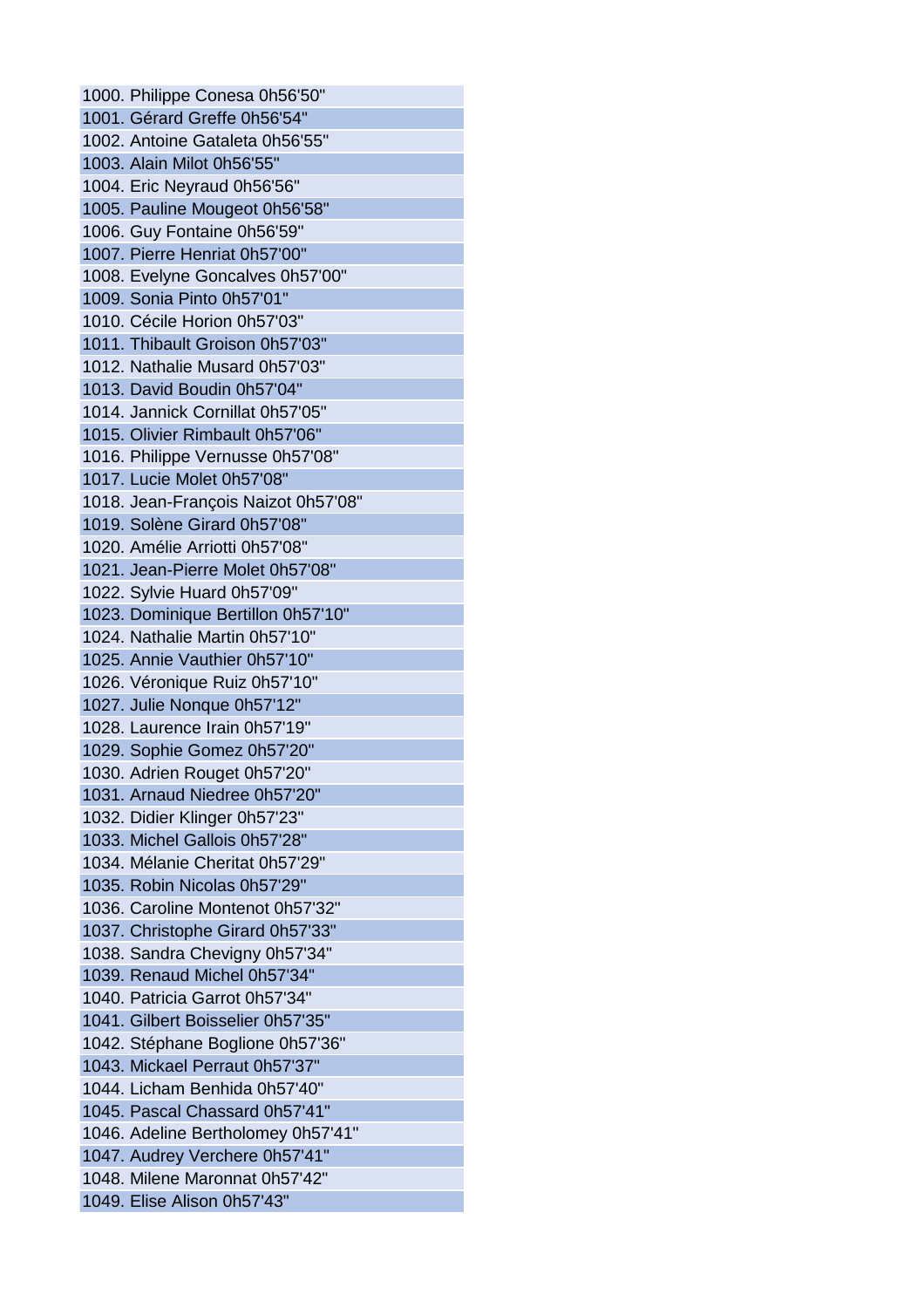1000. Philippe Conesa 0h56'50"
1001. Gérard Greffe 0h56'54"
1002. Antoine Gataleta 0h56'55"
1003. Alain Milot 0h56'55"
1004. Eric Neyraud 0h56'56"
1005. Pauline Mougeot 0h56'58"
1006. Guy Fontaine 0h56'59"
1007. Pierre Henriat 0h57'00"
1008. Evelyne Goncalves 0h57'00"
1009. Sonia Pinto 0h57'01"
1010. Cécile Horion 0h57'03"
1011. Thibault Groison 0h57'03"
1012. Nathalie Musard 0h57'03"
1013. David Boudin 0h57'04"
1014. Jannick Cornillat 0h57'05"
1015. Olivier Rimbault 0h57'06"
1016. Philippe Vernusse 0h57'08"
1017. Lucie Molet 0h57'08"
1018. Jean-François Naizot 0h57'08"
1019. Solène Girard 0h57'08"
1020. Amélie Arriotti 0h57'08"
1021. Jean-Pierre Molet 0h57'08"
1022. Sylvie Huard 0h57'09"
1023. Dominique Bertillon 0h57'10"
1024. Nathalie Martin 0h57'10"
1025. Annie Vauthier 0h57'10"
1026. Véronique Ruiz 0h57'10"
1027. Julie Nonque 0h57'12"
1028. Laurence Irain 0h57'19"
1029. Sophie Gomez 0h57'20"
1030. Adrien Rouget 0h57'20"
1031. Arnaud Niedree 0h57'20"
1032. Didier Klinger 0h57'23"
1033. Michel Gallois 0h57'28"
1034. Mélanie Cheritat 0h57'29"
1035. Robin Nicolas 0h57'29"
1036. Caroline Montenot 0h57'32"
1037. Christophe Girard 0h57'33"
1038. Sandra Chevigny 0h57'34"
1039. Renaud Michel 0h57'34"
1040. Patricia Garrot 0h57'34"
1041. Gilbert Boisselier 0h57'35"
1042. Stéphane Boglione 0h57'36"
1043. Mickael Perraut 0h57'37"
1044. Licham Benhida 0h57'40"
1045. Pascal Chassard 0h57'41"
1046. Adeline Bertholomey 0h57'41"
1047. Audrey Verchere 0h57'41"
1048. Milene Maronnat 0h57'42"
1049. Elise Alison 0h57'43"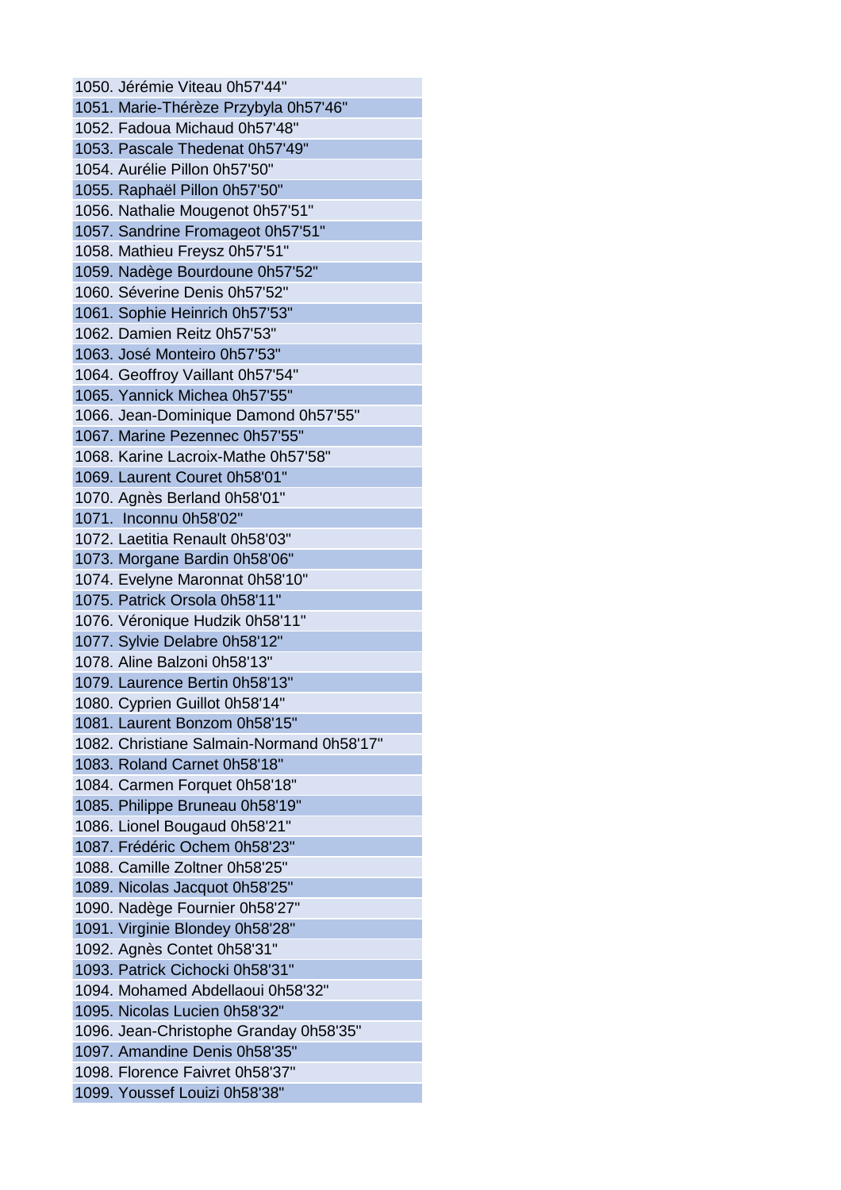1050. Jérémie Viteau 0h57'44"
1051. Marie-Thérèze Przybyla 0h57'46"
1052. Fadoua Michaud 0h57'48"
1053. Pascale Thedenat 0h57'49"
1054. Aurélie Pillon 0h57'50"
1055. Raphaël Pillon 0h57'50"
1056. Nathalie Mougenot 0h57'51"
1057. Sandrine Fromageot 0h57'51"
1058. Mathieu Freysz 0h57'51"
1059. Nadège Bourdoune 0h57'52"
1060. Séverine Denis 0h57'52"
1061. Sophie Heinrich 0h57'53"
1062. Damien Reitz 0h57'53"
1063. José Monteiro 0h57'53"
1064. Geoffroy Vaillant 0h57'54"
1065. Yannick Michea 0h57'55"
1066. Jean-Dominique Damond 0h57'55"
1067. Marine Pezennec 0h57'55"
1068. Karine Lacroix-Mathe 0h57'58"
1069. Laurent Couret 0h58'01"
1070. Agnès Berland 0h58'01"
1071. Inconnu 0h58'02"
1072. Laetitia Renault 0h58'03"
1073. Morgane Bardin 0h58'06"
1074. Evelyne Maronnat 0h58'10"
1075. Patrick Orsola 0h58'11"
1076. Véronique Hudzik 0h58'11"
1077. Sylvie Delabre 0h58'12"
1078. Aline Balzoni 0h58'13"
1079. Laurence Bertin 0h58'13"
1080. Cyprien Guillot 0h58'14"
1081. Laurent Bonzom 0h58'15"
1082. Christiane Salmain-Normand 0h58'17"
1083. Roland Carnet 0h58'18"
1084. Carmen Forquet 0h58'18"
1085. Philippe Bruneau 0h58'19"
1086. Lionel Bougaud 0h58'21"
1087. Frédéric Ochem 0h58'23"
1088. Camille Zoltner 0h58'25"
1089. Nicolas Jacquot 0h58'25"
1090. Nadège Fournier 0h58'27"
1091. Virginie Blondey 0h58'28"
1092. Agnès Contet 0h58'31"
1093. Patrick Cichocki 0h58'31"
1094. Mohamed Abdellaoui 0h58'32"
1095. Nicolas Lucien 0h58'32"
1096. Jean-Christophe Granday 0h58'35"
1097. Amandine Denis 0h58'35"
1098. Florence Faivret 0h58'37"
1099. Youssef Louizi 0h58'38"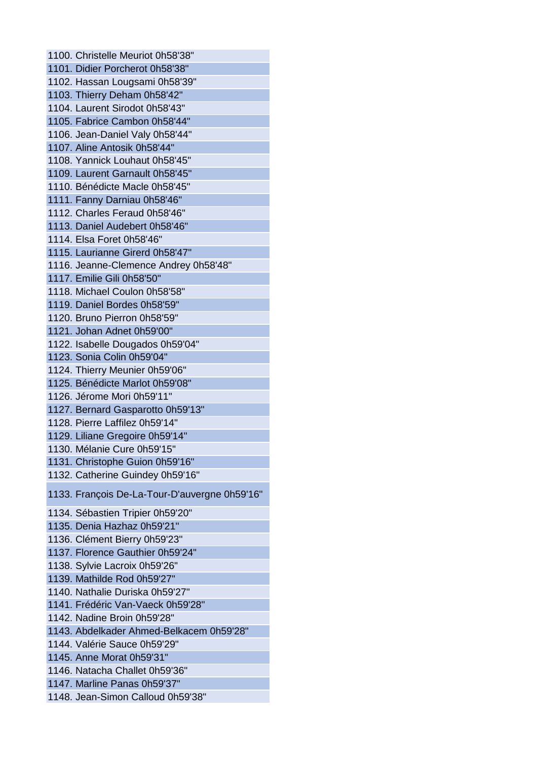1100. Christelle Meuriot 0h58'38"
1101. Didier Porcherot 0h58'38"
1102. Hassan Lougsami 0h58'39"
1103. Thierry Deham 0h58'42"
1104. Laurent Sirodot 0h58'43"
1105. Fabrice Cambon 0h58'44"
1106. Jean-Daniel Valy 0h58'44"
1107. Aline Antosik 0h58'44"
1108. Yannick Louhaut 0h58'45"
1109. Laurent Garnault 0h58'45"
1110. Bénédicte Macle 0h58'45"
1111. Fanny Darniau 0h58'46"
1112. Charles Feraud 0h58'46"
1113. Daniel Audebert 0h58'46"
1114. Elsa Foret 0h58'46"
1115. Laurianne Girerd 0h58'47"
1116. Jeanne-Clemence Andrey 0h58'48"
1117. Emilie Gili 0h58'50"
1118. Michael Coulon 0h58'58"
1119. Daniel Bordes 0h58'59"
1120. Bruno Pierron 0h58'59"
1121. Johan Adnet 0h59'00"
1122. Isabelle Dougados 0h59'04"
1123. Sonia Colin 0h59'04"
1124. Thierry Meunier 0h59'06"
1125. Bénédicte Marlot 0h59'08"
1126. Jérome Mori 0h59'11"
1127. Bernard Gasparotto 0h59'13"
1128. Pierre Laffilez 0h59'14"
1129. Liliane Gregoire 0h59'14"
1130. Mélanie Cure 0h59'15"
1131. Christophe Guion 0h59'16"
1132. Catherine Guindey 0h59'16"
1133. François De-La-Tour-D'auvergne 0h59'16"
1134. Sébastien Tripier 0h59'20"
1135. Denia Hazhaz 0h59'21"
1136. Clément Bierry 0h59'23"
1137. Florence Gauthier 0h59'24"
1138. Sylvie Lacroix 0h59'26"
1139. Mathilde Rod 0h59'27"
1140. Nathalie Duriska 0h59'27"
1141. Frédéric Van-Vaeck 0h59'28"
1142. Nadine Broin 0h59'28"
1143. Abdelkader Ahmed-Belkacem 0h59'28"
1144. Valérie Sauce 0h59'29"
1145. Anne Morat 0h59'31"
1146. Natacha Challet 0h59'36"
1147. Marline Panas 0h59'37"
1148. Jean-Simon Calloud 0h59'38"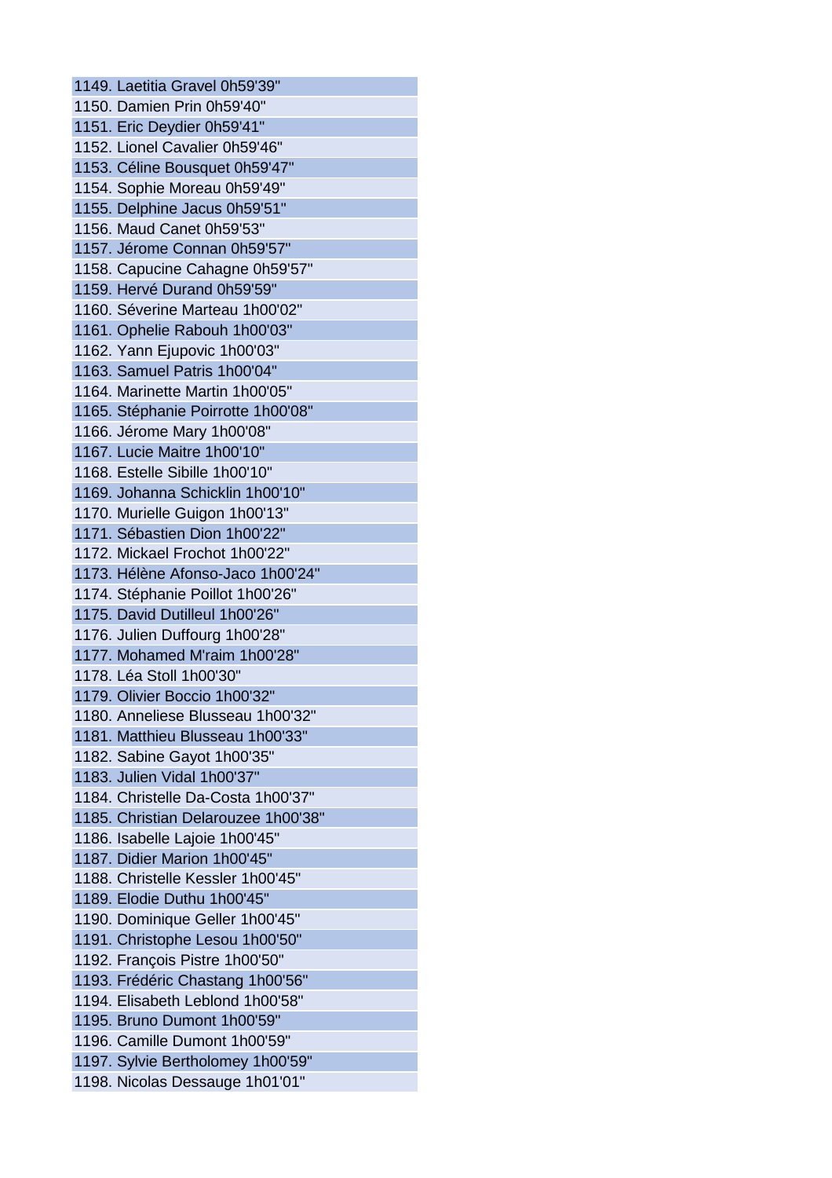1149. Laetitia Gravel 0h59'39"
1150. Damien Prin 0h59'40"
1151. Eric Deydier 0h59'41"
1152. Lionel Cavalier 0h59'46"
1153. Céline Bousquet 0h59'47"
1154. Sophie Moreau 0h59'49"
1155. Delphine Jacus 0h59'51"
1156. Maud Canet 0h59'53"
1157. Jérome Connan 0h59'57"
1158. Capucine Cahagne 0h59'57"
1159. Hervé Durand 0h59'59"
1160. Séverine Marteau 1h00'02"
1161. Ophelie Rabouh 1h00'03"
1162. Yann Ejupovic 1h00'03"
1163. Samuel Patris 1h00'04"
1164. Marinette Martin 1h00'05"
1165. Stéphanie Poirrotte 1h00'08"
1166. Jérome Mary 1h00'08"
1167. Lucie Maitre 1h00'10"
1168. Estelle Sibille 1h00'10"
1169. Johanna Schicklin 1h00'10"
1170. Murielle Guigon 1h00'13"
1171. Sébastien Dion 1h00'22"
1172. Mickael Frochot 1h00'22"
1173. Hélène Afonso-Jaco 1h00'24"
1174. Stéphanie Poillot 1h00'26"
1175. David Dutilleul 1h00'26"
1176. Julien Duffourg 1h00'28"
1177. Mohamed M'raim 1h00'28"
1178. Léa Stoll 1h00'30"
1179. Olivier Boccio 1h00'32"
1180. Anneliese Blusseau 1h00'32"
1181. Matthieu Blusseau 1h00'33"
1182. Sabine Gayot 1h00'35"
1183. Julien Vidal 1h00'37"
1184. Christelle Da-Costa 1h00'37"
1185. Christian Delarouzee 1h00'38"
1186. Isabelle Lajoie 1h00'45"
1187. Didier Marion 1h00'45"
1188. Christelle Kessler 1h00'45"
1189. Elodie Duthu 1h00'45"
1190. Dominique Geller 1h00'45"
1191. Christophe Lesou 1h00'50"
1192. François Pistre 1h00'50"
1193. Frédéric Chastang 1h00'56"
1194. Elisabeth Leblond 1h00'58"
1195. Bruno Dumont 1h00'59"
1196. Camille Dumont 1h00'59"
1197. Sylvie Bertholomey 1h00'59"
1198. Nicolas Dessauge 1h01'01"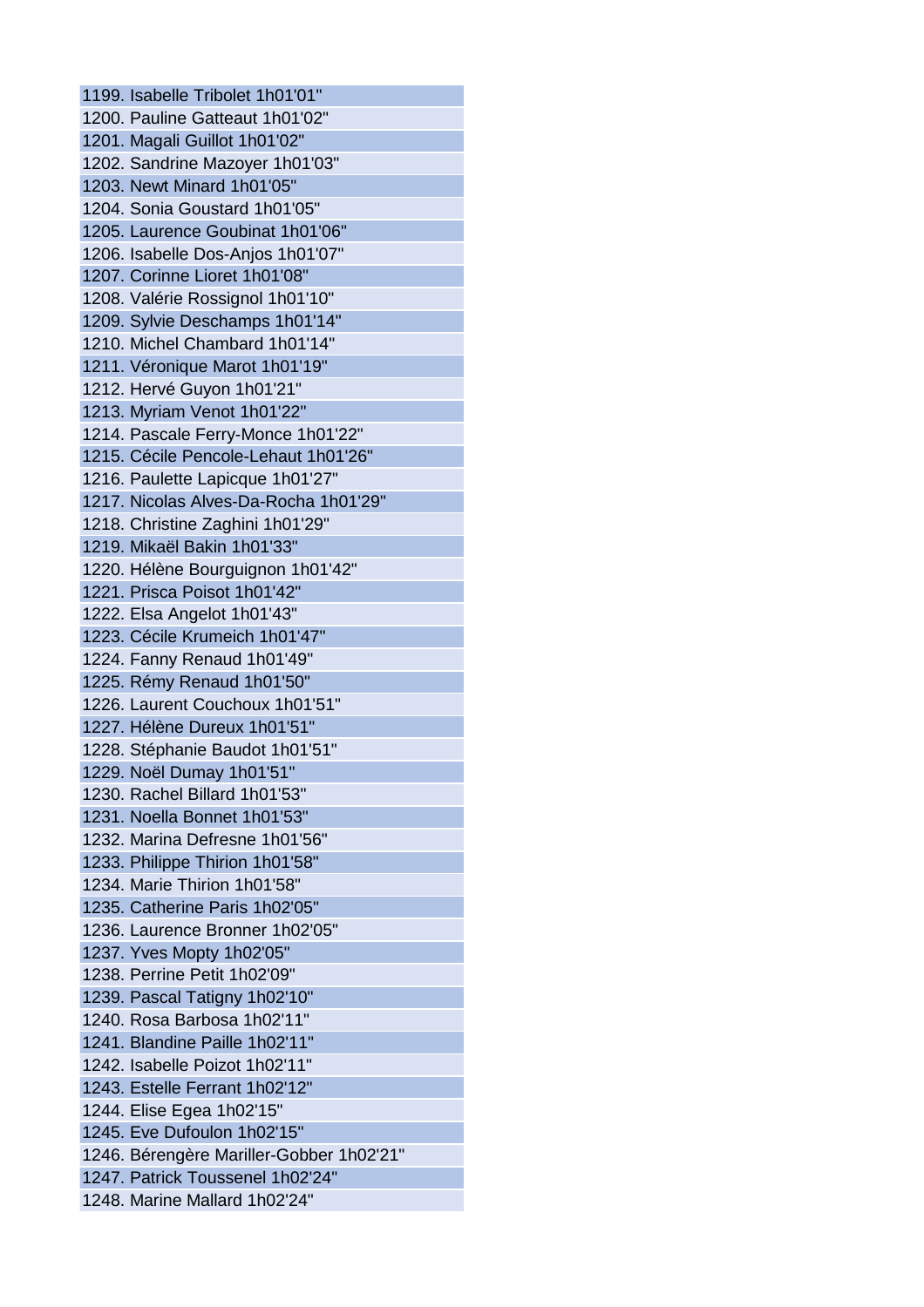1199. Isabelle Tribolet 1h01'01"
1200. Pauline Gatteaut 1h01'02"
1201. Magali Guillot 1h01'02"
1202. Sandrine Mazoyer 1h01'03"
1203. Newt Minard 1h01'05"
1204. Sonia Goustard 1h01'05"
1205. Laurence Goubinat 1h01'06"
1206. Isabelle Dos-Anjos 1h01'07"
1207. Corinne Lioret 1h01'08"
1208. Valérie Rossignol 1h01'10"
1209. Sylvie Deschamps 1h01'14"
1210. Michel Chambard 1h01'14"
1211. Véronique Marot 1h01'19"
1212. Hervé Guyon 1h01'21"
1213. Myriam Venot 1h01'22"
1214. Pascale Ferry-Monce 1h01'22"
1215. Cécile Pencole-Lehaut 1h01'26"
1216. Paulette Lapicque 1h01'27"
1217. Nicolas Alves-Da-Rocha 1h01'29"
1218. Christine Zaghini 1h01'29"
1219. Mikaël Bakin 1h01'33"
1220. Hélène Bourguignon 1h01'42"
1221. Prisca Poisot 1h01'42"
1222. Elsa Angelot 1h01'43"
1223. Cécile Krumeich 1h01'47"
1224. Fanny Renaud 1h01'49"
1225. Rémy Renaud 1h01'50"
1226. Laurent Couchoux 1h01'51"
1227. Hélène Dureux 1h01'51"
1228. Stéphanie Baudot 1h01'51"
1229. Noël Dumay 1h01'51"
1230. Rachel Billard 1h01'53"
1231. Noella Bonnet 1h01'53"
1232. Marina Defresne 1h01'56"
1233. Philippe Thirion 1h01'58"
1234. Marie Thirion 1h01'58"
1235. Catherine Paris 1h02'05"
1236. Laurence Bronner 1h02'05"
1237. Yves Mopty 1h02'05"
1238. Perrine Petit 1h02'09"
1239. Pascal Tatigny 1h02'10"
1240. Rosa Barbosa 1h02'11"
1241. Blandine Paille 1h02'11"
1242. Isabelle Poizot 1h02'11"
1243. Estelle Ferrant 1h02'12"
1244. Elise Egea 1h02'15"
1245. Eve Dufoulon 1h02'15"
1246. Bérengère Mariller-Gobber 1h02'21"
1247. Patrick Toussenel 1h02'24"
1248. Marine Mallard 1h02'24"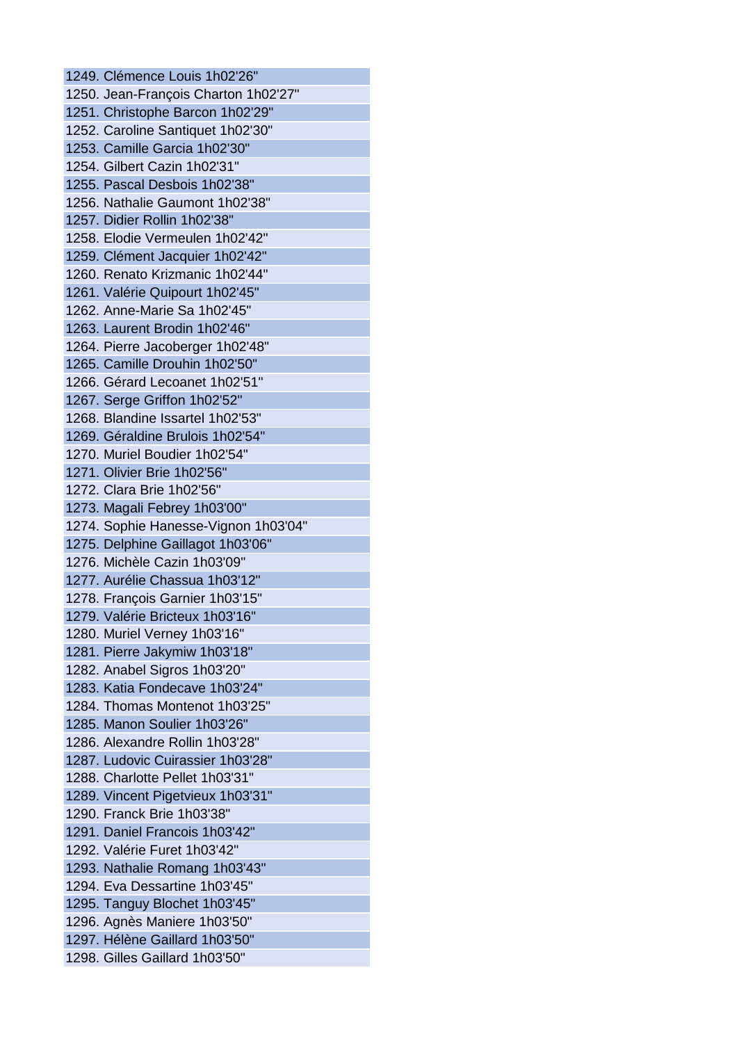1249. Clémence Louis 1h02'26"
1250. Jean-François Charton 1h02'27"
1251. Christophe Barcon 1h02'29"
1252. Caroline Santiquet 1h02'30"
1253. Camille Garcia 1h02'30"
1254. Gilbert Cazin 1h02'31"
1255. Pascal Desbois 1h02'38"
1256. Nathalie Gaumont 1h02'38"
1257. Didier Rollin 1h02'38"
1258. Elodie Vermeulen 1h02'42"
1259. Clément Jacquier 1h02'42"
1260. Renato Krizmanic 1h02'44"
1261. Valérie Quipourt 1h02'45"
1262. Anne-Marie Sa 1h02'45"
1263. Laurent Brodin 1h02'46"
1264. Pierre Jacoberger 1h02'48"
1265. Camille Drouhin 1h02'50"
1266. Gérard Lecoanet 1h02'51"
1267. Serge Griffon 1h02'52"
1268. Blandine Issartel 1h02'53"
1269. Géraldine Brulois 1h02'54"
1270. Muriel Boudier 1h02'54"
1271. Olivier Brie 1h02'56"
1272. Clara Brie 1h02'56"
1273. Magali Febrey 1h03'00"
1274. Sophie Hanesse-Vignon 1h03'04"
1275. Delphine Gaillagot 1h03'06"
1276. Michèle Cazin 1h03'09"
1277. Aurélie Chassua 1h03'12"
1278. François Garnier 1h03'15"
1279. Valérie Bricteux 1h03'16"
1280. Muriel Verney 1h03'16"
1281. Pierre Jakymiw 1h03'18"
1282. Anabel Sigros 1h03'20"
1283. Katia Fondecave 1h03'24"
1284. Thomas Montenot 1h03'25"
1285. Manon Soulier 1h03'26"
1286. Alexandre Rollin 1h03'28"
1287. Ludovic Cuirassier 1h03'28"
1288. Charlotte Pellet 1h03'31"
1289. Vincent Pigetvieux 1h03'31"
1290. Franck Brie 1h03'38"
1291. Daniel Francois 1h03'42"
1292. Valérie Furet 1h03'42"
1293. Nathalie Romang 1h03'43"
1294. Eva Dessartine 1h03'45"
1295. Tanguy Blochet 1h03'45"
1296. Agnès Maniere 1h03'50"
1297. Hélène Gaillard 1h03'50"
1298. Gilles Gaillard 1h03'50"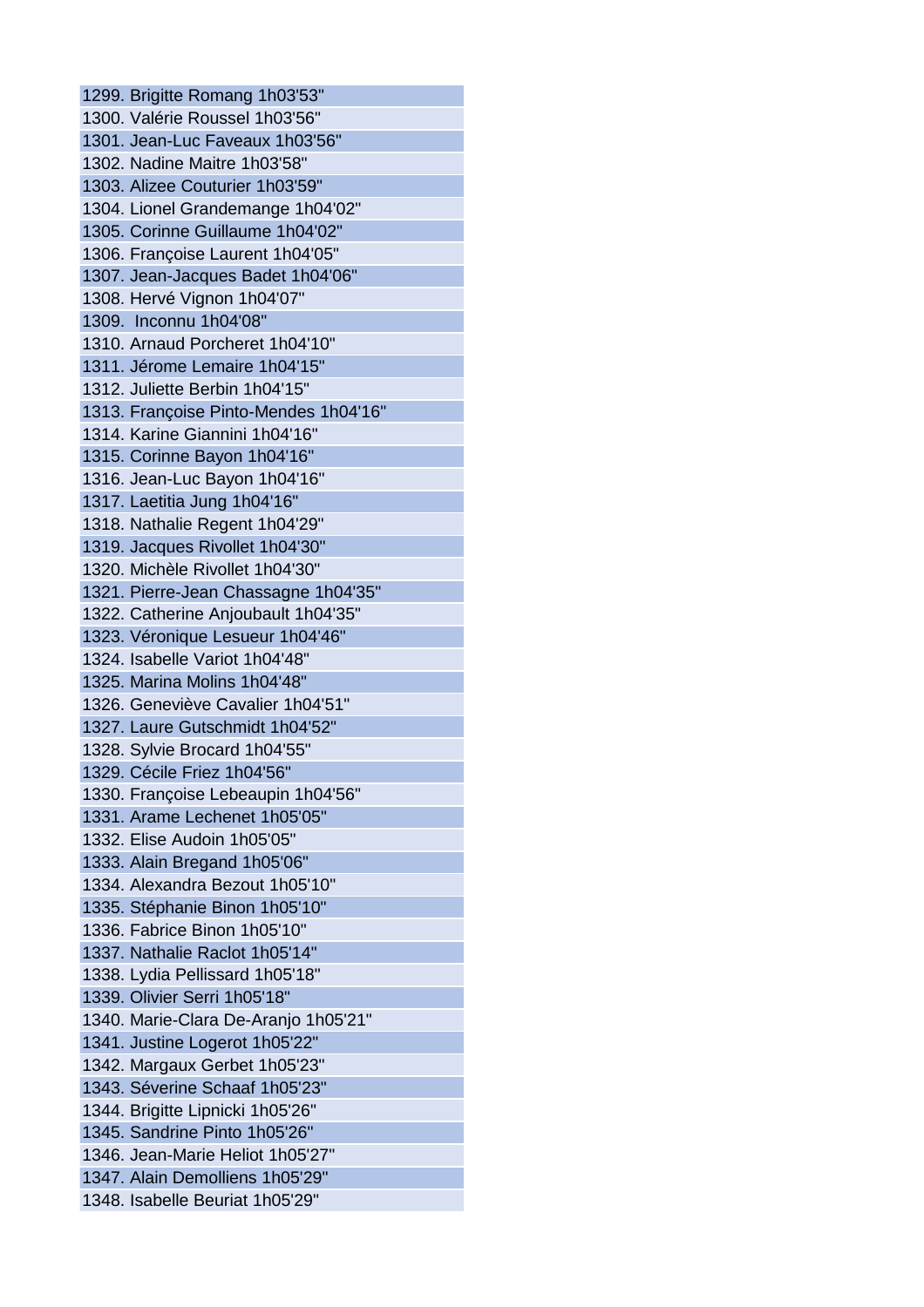1299. Brigitte Romang 1h03'53"
1300. Valérie Roussel 1h03'56"
1301. Jean-Luc Faveaux 1h03'56"
1302. Nadine Maitre 1h03'58"
1303. Alizee Couturier 1h03'59"
1304. Lionel Grandemange 1h04'02"
1305. Corinne Guillaume 1h04'02"
1306. Françoise Laurent 1h04'05"
1307. Jean-Jacques Badet 1h04'06"
1308. Hervé Vignon 1h04'07"
1309. Inconnu 1h04'08"
1310. Arnaud Porcheret 1h04'10"
1311. Jérome Lemaire 1h04'15"
1312. Juliette Berbin 1h04'15"
1313. Françoise Pinto-Mendes 1h04'16"
1314. Karine Giannini 1h04'16"
1315. Corinne Bayon 1h04'16"
1316. Jean-Luc Bayon 1h04'16"
1317. Laetitia Jung 1h04'16"
1318. Nathalie Regent 1h04'29"
1319. Jacques Rivollet 1h04'30"
1320. Michèle Rivollet 1h04'30"
1321. Pierre-Jean Chassagne 1h04'35"
1322. Catherine Anjoubault 1h04'35"
1323. Véronique Lesueur 1h04'46"
1324. Isabelle Variot 1h04'48"
1325. Marina Molins 1h04'48"
1326. Geneviève Cavalier 1h04'51"
1327. Laure Gutschmidt 1h04'52"
1328. Sylvie Brocard 1h04'55"
1329. Cécile Friez 1h04'56"
1330. Françoise Lebeaupin 1h04'56"
1331. Arame Lechenet 1h05'05"
1332. Elise Audoin 1h05'05"
1333. Alain Bregand 1h05'06"
1334. Alexandra Bezout 1h05'10"
1335. Stéphanie Binon 1h05'10"
1336. Fabrice Binon 1h05'10"
1337. Nathalie Raclot 1h05'14"
1338. Lydia Pellissard 1h05'18"
1339. Olivier Serri 1h05'18"
1340. Marie-Clara De-Aranjo 1h05'21"
1341. Justine Logerot 1h05'22"
1342. Margaux Gerbet 1h05'23"
1343. Séverine Schaaf 1h05'23"
1344. Brigitte Lipnicki 1h05'26"
1345. Sandrine Pinto 1h05'26"
1346. Jean-Marie Heliot 1h05'27"
1347. Alain Demolliens 1h05'29"
1348. Isabelle Beuriat 1h05'29"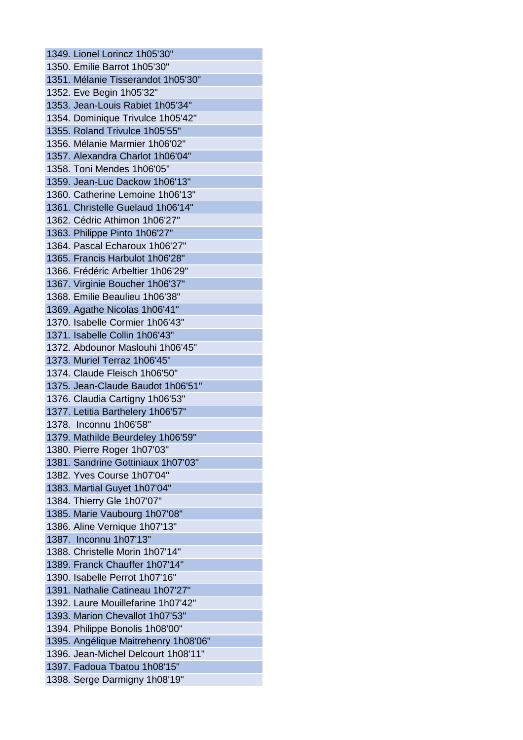1349. Lionel Lorincz 1h05'30"
1350. Emilie Barrot 1h05'30"
1351. Mélanie Tisserandot 1h05'30"
1352. Eve Begin 1h05'32"
1353. Jean-Louis Rabiet 1h05'34"
1354. Dominique Trivulce 1h05'42"
1355. Roland Trivulce 1h05'55"
1356. Mélanie Marmier 1h06'02"
1357. Alexandra Charlot 1h06'04"
1358. Toni Mendes 1h06'05"
1359. Jean-Luc Dackow 1h06'13"
1360. Catherine Lemoine 1h06'13"
1361. Christelle Guelaud 1h06'14"
1362. Cédric Athimon 1h06'27"
1363. Philippe Pinto 1h06'27"
1364. Pascal Echaroux 1h06'27"
1365. Francis Harbulot 1h06'28"
1366. Frédéric Arbeltier 1h06'29"
1367. Virginie Boucher 1h06'37"
1368. Emilie Beaulieu 1h06'38"
1369. Agathe Nicolas 1h06'41"
1370. Isabelle Cormier 1h06'43"
1371. Isabelle Collin 1h06'43"
1372. Abdounor Maslouhi 1h06'45"
1373. Muriel Terraz 1h06'45"
1374. Claude Fleisch 1h06'50"
1375. Jean-Claude Baudot 1h06'51"
1376. Claudia Cartigny 1h06'53"
1377. Letitia Barthelery 1h06'57"
1378. Inconnu 1h06'58"
1379. Mathilde Beurdeley 1h06'59"
1380. Pierre Roger 1h07'03"
1381. Sandrine Gottiniaux 1h07'03"
1382. Yves Course 1h07'04"
1383. Martial Guyet 1h07'04"
1384. Thierry Gle 1h07'07"
1385. Marie Vaubourg 1h07'08"
1386. Aline Vernique 1h07'13"
1387. Inconnu 1h07'13"
1388. Christelle Morin 1h07'14"
1389. Franck Chauffer 1h07'14"
1390. Isabelle Perrot 1h07'16"
1391. Nathalie Catineau 1h07'27"
1392. Laure Mouillefarine 1h07'42"
1393. Marion Chevallot 1h07'53"
1394. Philippe Bonolis 1h08'00"
1395. Angélique Maitrehenry 1h08'06"
1396. Jean-Michel Delcourt 1h08'11"
1397. Fadoua Tbatou 1h08'15"
1398. Serge Darmigny 1h08'19"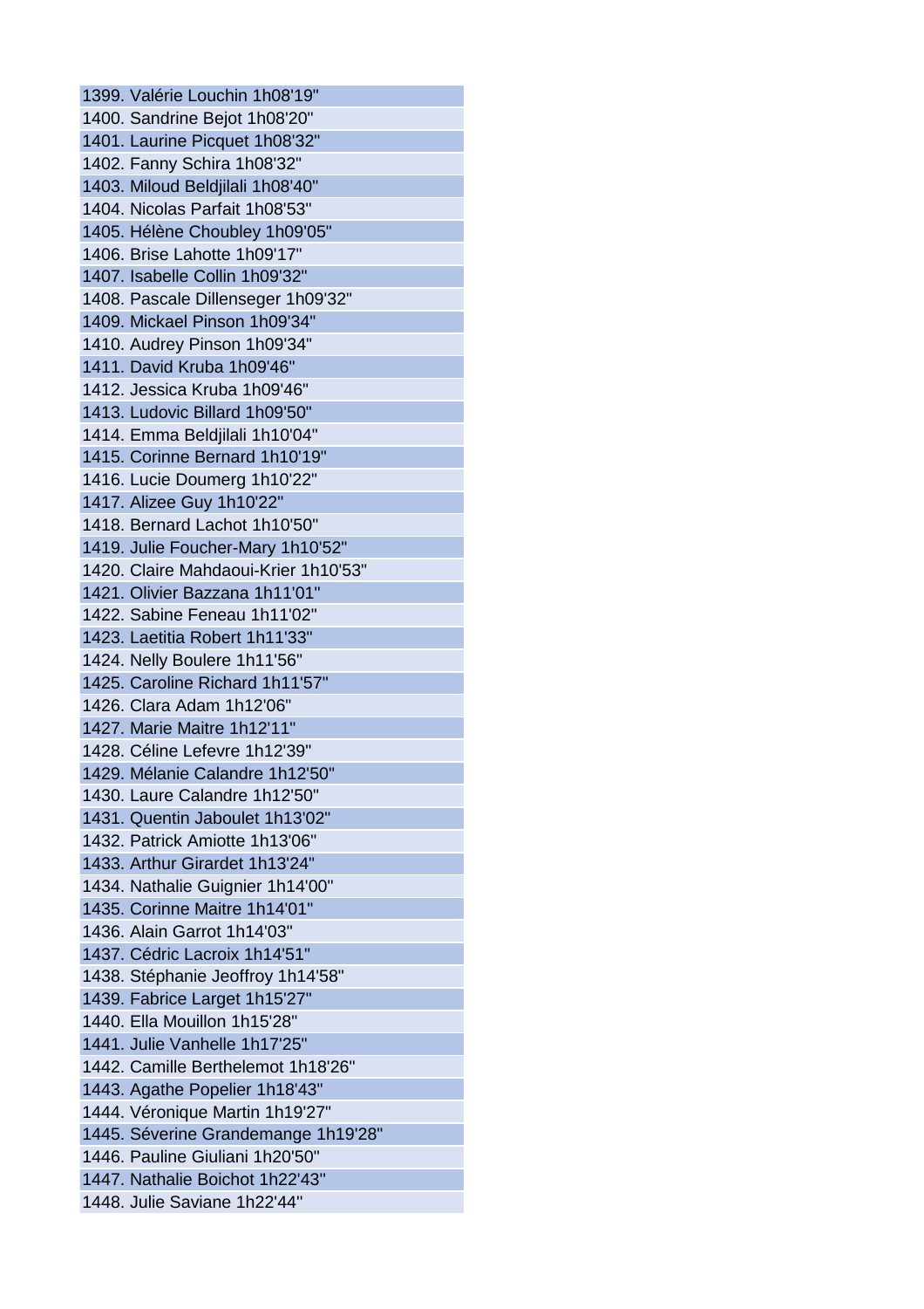1399. Valérie Louchin 1h08'19"
1400. Sandrine Bejot 1h08'20"
1401. Laurine Picquet 1h08'32"
1402. Fanny Schira 1h08'32"
1403. Miloud Beldjilali 1h08'40"
1404. Nicolas Parfait 1h08'53"
1405. Hélène Choubley 1h09'05"
1406. Brise Lahotte 1h09'17"
1407. Isabelle Collin 1h09'32"
1408. Pascale Dillenseger 1h09'32"
1409. Mickael Pinson 1h09'34"
1410. Audrey Pinson 1h09'34"
1411. David Kruba 1h09'46"
1412. Jessica Kruba 1h09'46"
1413. Ludovic Billard 1h09'50"
1414. Emma Beldjilali 1h10'04"
1415. Corinne Bernard 1h10'19"
1416. Lucie Doumerg 1h10'22"
1417. Alizee Guy 1h10'22"
1418. Bernard Lachot 1h10'50"
1419. Julie Foucher-Mary 1h10'52"
1420. Claire Mahdaoui-Krier 1h10'53"
1421. Olivier Bazzana 1h11'01"
1422. Sabine Feneau 1h11'02"
1423. Laetitia Robert 1h11'33"
1424. Nelly Boulere 1h11'56"
1425. Caroline Richard 1h11'57"
1426. Clara Adam 1h12'06"
1427. Marie Maitre 1h12'11"
1428. Céline Lefevre 1h12'39"
1429. Mélanie Calandre 1h12'50"
1430. Laure Calandre 1h12'50"
1431. Quentin Jaboulet 1h13'02"
1432. Patrick Amiotte 1h13'06"
1433. Arthur Girardet 1h13'24"
1434. Nathalie Guignier 1h14'00"
1435. Corinne Maitre 1h14'01"
1436. Alain Garrot 1h14'03"
1437. Cédric Lacroix 1h14'51"
1438. Stéphanie Jeoffroy 1h14'58"
1439. Fabrice Larget 1h15'27"
1440. Ella Mouillon 1h15'28"
1441. Julie Vanhelle 1h17'25"
1442. Camille Berthelemot 1h18'26"
1443. Agathe Popelier 1h18'43"
1444. Véronique Martin 1h19'27"
1445. Séverine Grandemange 1h19'28"
1446. Pauline Giuliani 1h20'50"
1447. Nathalie Boichot 1h22'43"
1448. Julie Saviane 1h22'44"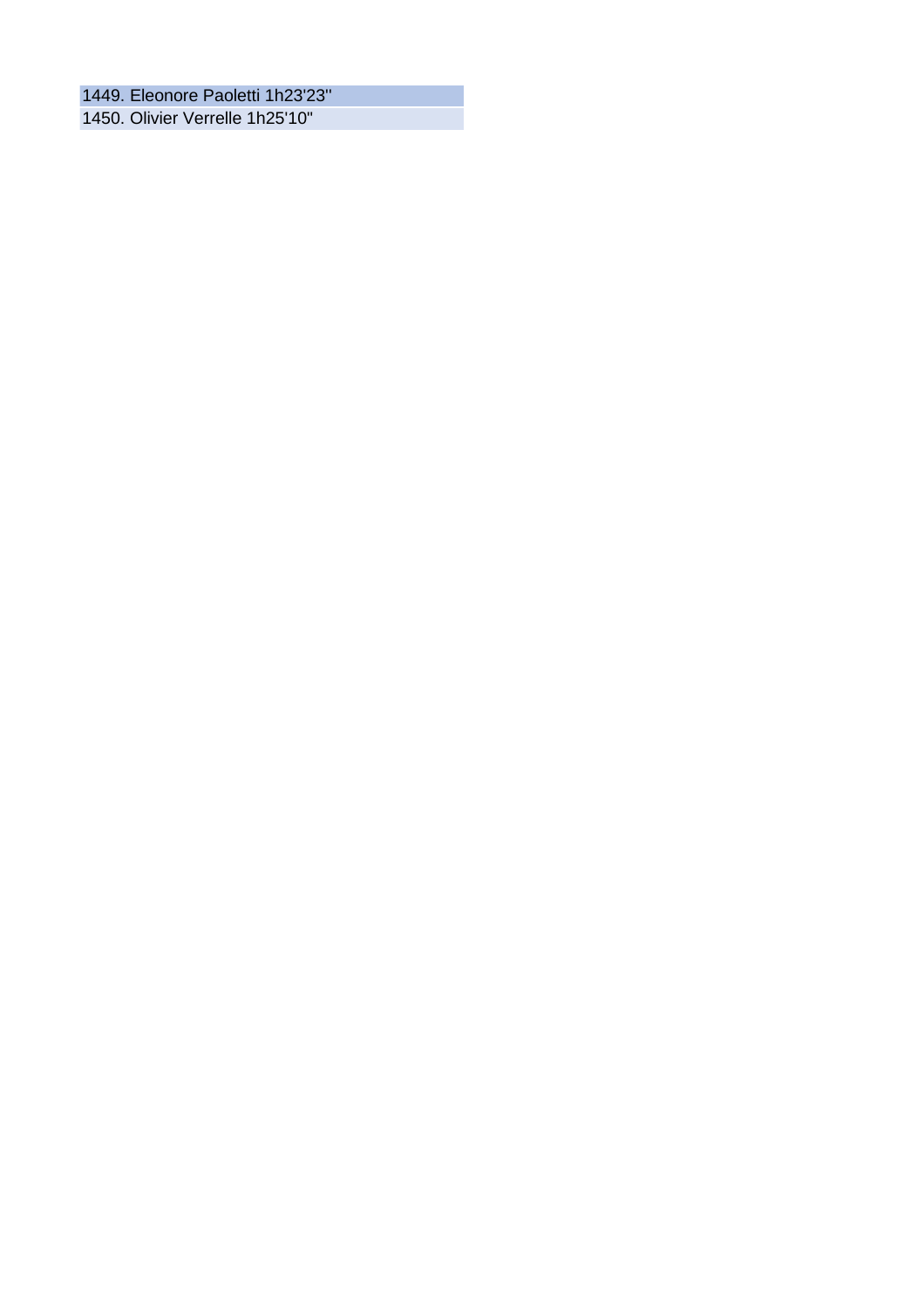1449. Eleonore Paoletti 1h23'23''

1450. Olivier Verrelle 1h25'10''